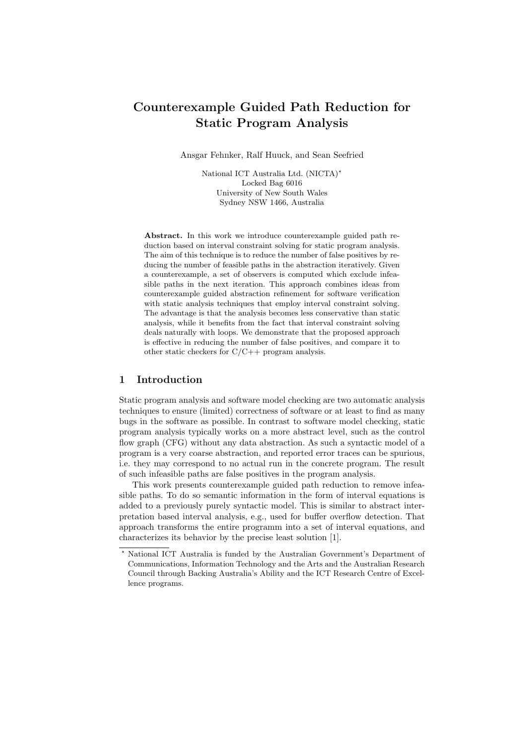# Counterexample Guided Path Reduction for Static Program Analysis

Ansgar Fehnker, Ralf Huuck, and Sean Seefried

National ICT Australia Ltd. (NICTA)*
Locked Bag 6016
University of New South Wales
Sydney NSW 1466, Australia

**Abstract.** In this work we introduce counterexample guided path reduction based on interval constraint solving for static program analysis. The aim of this technique is to reduce the number of false positives by reducing the number of feasible paths in the abstraction iteratively. Given a counterexample, a set of observers is computed which exclude infeasible paths in the next iteration. This approach combines ideas from counterexample guided abstraction refinement for software verification with static analysis techniques that employ interval constraint solving. The advantage is that the analysis becomes less conservative than static analysis, while it benefits from the fact that interval constraint solving deals naturally with loops. We demonstrate that the proposed approach is effective in reducing the number of false positives, and compare it to other static checkers for C/C++ program analysis.

## 1 Introduction

Static program analysis and software model checking are two automatic analysis techniques to ensure (limited) correctness of software or at least to find as many bugs in the software as possible. In contrast to software model checking, static program analysis typically works on a more abstract level, such as the control flow graph (CFG) without any data abstraction. As such a syntactic model of a program is a very coarse abstraction, and reported error traces can be spurious, i.e. they may correspond to no actual run in the concrete program. The result of such infeasible paths are false positives in the program analysis.

This work presents counterexample guided path reduction to remove infeasible paths. To do so semantic information in the form of interval equations is added to a previously purely syntactic model. This is similar to abstract interpretation based interval analysis, e.g., used for buffer overflow detection. That approach transforms the entire programm into a set of interval equations, and characterizes its behavior by the precise least solution [1].

* National ICT Australia is funded by the Australian Government's Department of Communications, Information Technology and the Arts and the Australian Research Council through Backing Australia's Ability and the ICT Research Centre of Excellence programs.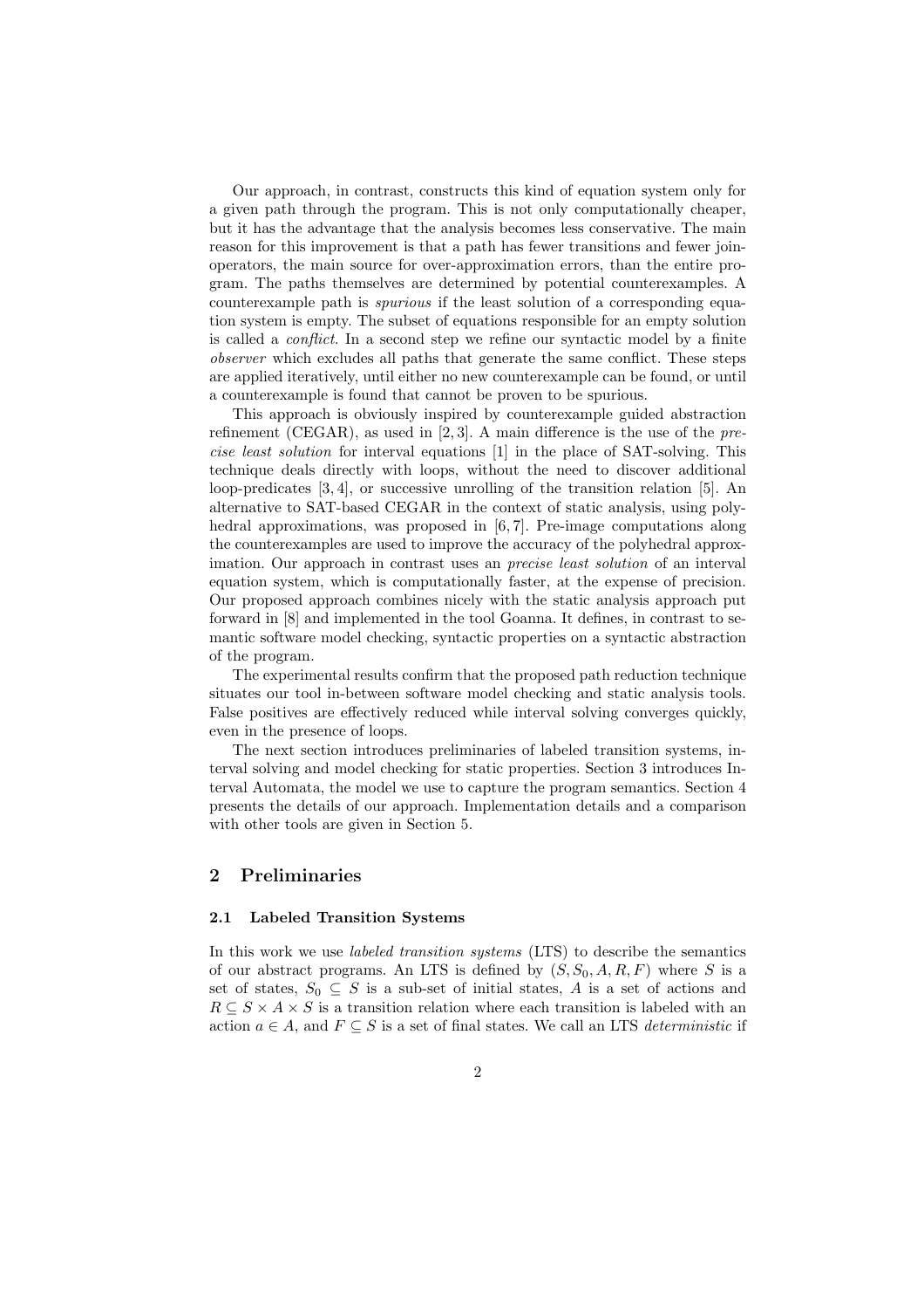Our approach, in contrast, constructs this kind of equation system only for a given path through the program. This is not only computationally cheaper, but it has the advantage that the analysis becomes less conservative. The main reason for this improvement is that a path has fewer transitions and fewer join-operators, the main source for over-approximation errors, than the entire program. The paths themselves are determined by potential counterexamples. A counterexample path is *spurious* if the least solution of a corresponding equation system is empty. The subset of equations responsible for an empty solution is called a *conflict*. In a second step we refine our syntactic model by a finite *observer* which excludes all paths that generate the same conflict. These steps are applied iteratively, until either no new counterexample can be found, or until a counterexample is found that cannot be proven to be spurious.

This approach is obviously inspired by counterexample guided abstraction refinement (CEGAR), as used in [2, 3]. A main difference is the use of the *precise least solution* for interval equations [1] in the place of SAT-solving. This technique deals directly with loops, without the need to discover additional loop-predicates [3, 4], or successive unrolling of the transition relation [5]. An alternative to SAT-based CEGAR in the context of static analysis, using polyhedral approximations, was proposed in [6, 7]. Pre-image computations along the counterexamples are used to improve the accuracy of the polyhedral approximation. Our approach in contrast uses an *precise least solution* of an interval equation system, which is computationally faster, at the expense of precision. Our proposed approach combines nicely with the static analysis approach put forward in [8] and implemented in the tool Goanna. It defines, in contrast to semantic software model checking, syntactic properties on a syntactic abstraction of the program.

The experimental results confirm that the proposed path reduction technique situates our tool in-between software model checking and static analysis tools. False positives are effectively reduced while interval solving converges quickly, even in the presence of loops.

The next section introduces preliminaries of labeled transition systems, interval solving and model checking for static properties. Section 3 introduces Interval Automata, the model we use to capture the program semantics. Section 4 presents the details of our approach. Implementation details and a comparison with other tools are given in Section 5.

## 2 Preliminaries

### 2.1 Labeled Transition Systems

In this work we use *labeled transition systems* (LTS) to describe the semantics of our abstract programs. An LTS is defined by $(S, S_0, A, R, F)$ where $S$ is a set of states, $S_0 \subseteq S$ is a sub-set of initial states, $A$ is a set of actions and $R \subseteq S \times A \times S$ is a transition relation where each transition is labeled with an action $a \in A$, and $F \subseteq S$ is a set of final states. We call an LTS *deterministic* if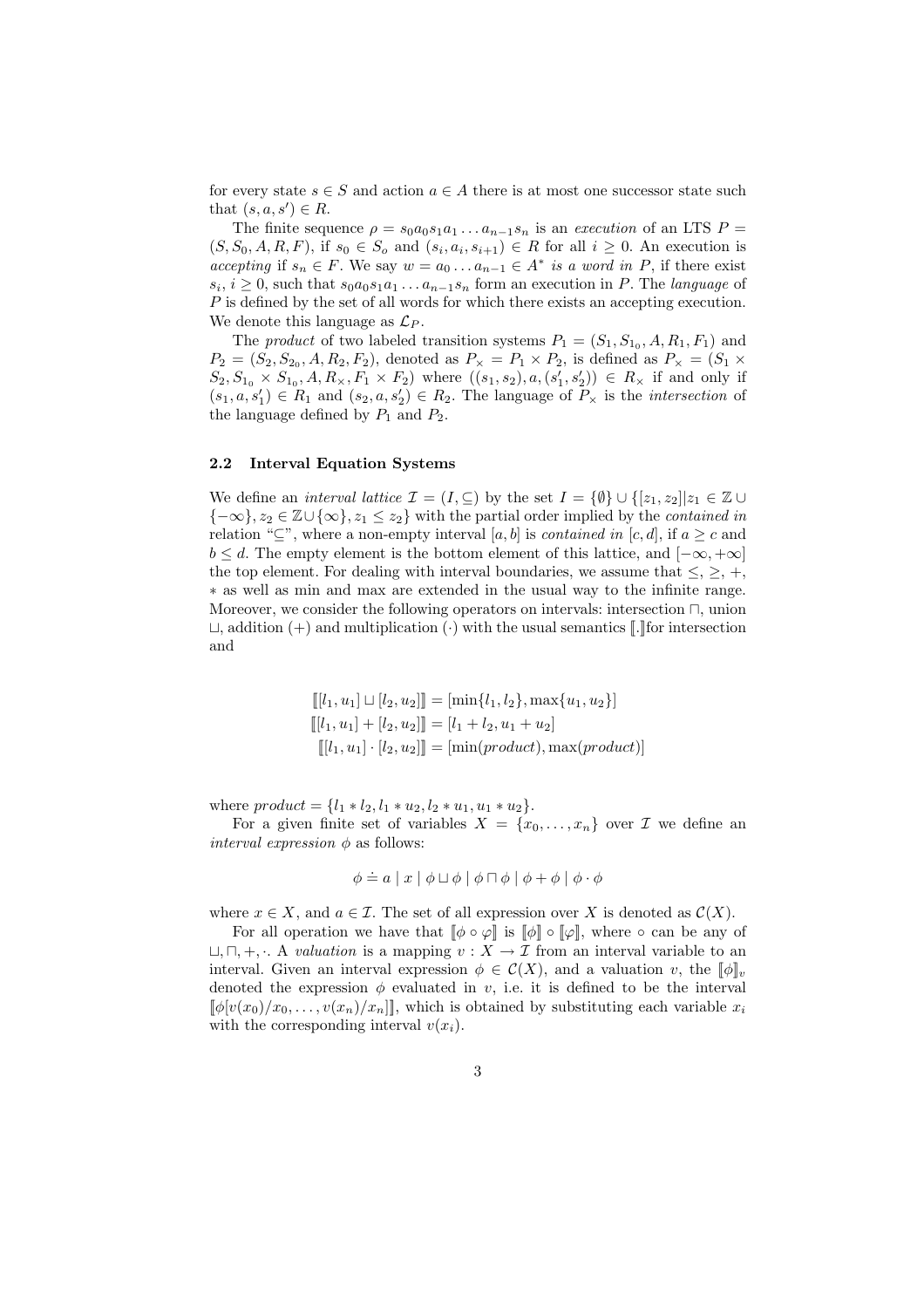for every state $s \in S$ and action $a \in A$ there is at most one successor state such that $(s, a, s') \in R$.

The finite sequence $\rho = s_0 a_0 s_1 a_1 \ldots a_{n-1} s_n$ is an *execution* of an LTS $P = (S, S_0, A, R, F)$, if $s_0 \in S_o$ and $(s_i, a_i, s_{i+1}) \in R$ for all $i \geq 0$. An execution is *accepting* if $s_n \in F$. We say $w = a_0 \ldots a_{n-1} \in A^*$ *is a word in* $P$, if there exist $s_i$, $i \geq 0$, such that $s_0 a_0 s_1 a_1 \ldots a_{n-1} s_n$ form an execution in $P$. The *language* of $P$ is defined by the set of all words for which there exists an accepting execution. We denote this language as $\mathcal{L}_P$.

The *product* of two labeled transition systems $P_1 = (S_1, S_{1_0}, A, R_1, F_1)$ and $P_2 = (S_2, S_{2_0}, A, R_2, F_2)$, denoted as $P_\times = P_1 \times P_2$, is defined as $P_\times = (S_1 \times S_2, S_{1_0} \times S_{1_0}, A, R_\times, F_1 \times F_2)$ where $((s_1, s_2), a, (s_1', s_2')) \in R_\times$ if and only if $(s_1, a, s_1') \in R_1$ and $(s_2, a, s_2') \in R_2$. The language of $P_\times$ is the *intersection* of the language defined by $P_1$ and $P_2$.

### 2.2 Interval Equation Systems

We define an *interval lattice* $\mathcal{I} = (I, \subseteq)$ by the set $I = \{\emptyset\} \cup \{[z_1, z_2] | z_1 \in \mathbb{Z} \cup \{-\infty\}, z_2 \in \mathbb{Z} \cup \{\infty\}, z_1 \leq z_2\}$ with the partial order implied by the *contained in* relation "$\subseteq$", where a non-empty interval $[a, b]$ is *contained in* $[c, d]$, if $a \geq c$ and $b \leq d$. The empty element is the bottom element of this lattice, and $[-\infty, +\infty]$ the top element. For dealing with interval boundaries, we assume that $\leq, \geq, +, *$ as well as min and max are extended in the usual way to the infinite range. Moreover, we consider the following operators on intervals: intersection $\sqcap$, union $\sqcup$, addition $(+)$ and multiplication $(\cdot)$ with the usual semantics $[\![.]\!]$for intersection and

$$
\begin{aligned}
[\![ [l_1, u_1] \sqcup [l_2, u_2] ]\!] &= [\min\{l_1, l_2\}, \max\{u_1, u_2\}] \\
[\![ [l_1, u_1] + [l_2, u_2] ]\!] &= [l_1 + l_2, u_1 + u_2] \\
[\![ [l_1, u_1] \cdot [l_2, u_2] ]\!] &= [\min(\mathit{product}), \max(\mathit{product})]
\end{aligned}
$$

where $\mathit{product} = \{l_1 * l_2, l_1 * u_2, l_2 * u_1, u_1 * u_2\}$.

For a given finite set of variables $X = \{x_0, \ldots, x_n\}$ over $\mathcal{I}$ we define an *interval expression* $\phi$ as follows:

$$\phi \doteq a \mid x \mid \phi \sqcup \phi \mid \phi \sqcap \phi \mid \phi + \phi \mid \phi \cdot \phi$$

where $x \in X$, and $a \in \mathcal{I}$. The set of all expression over $X$ is denoted as $\mathcal{C}(X)$.

For all operation we have that $[\![\phi \circ \varphi]\!]$ is $[\![\phi]\!] \circ [\![\varphi]\!]$, where $\circ$ can be any of $\sqcup, \sqcap, +, \cdot$. A *valuation* is a mapping $v : X \to \mathcal{I}$ from an interval variable to an interval. Given an interval expression $\phi \in \mathcal{C}(X)$, and a valuation $v$, the $[\![\phi]\!]_v$ denoted the expression $\phi$ evaluated in $v$, i.e. it is defined to be the interval $[\![\phi[v(x_0)/x_0, \ldots, v(x_n)/x_n]]\!]$, which is obtained by substituting each variable $x_i$ with the corresponding interval $v(x_i)$.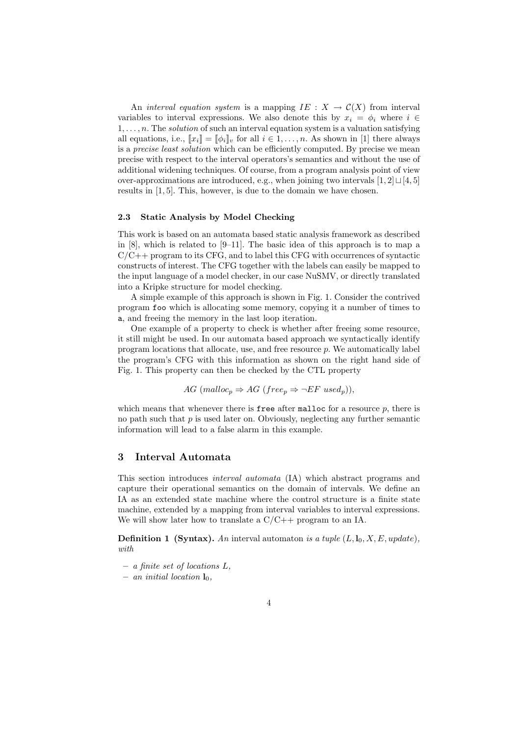An *interval equation system* is a mapping $IE : X \to \mathcal{C}(X)$ from interval variables to interval expressions. We also denote this by $x_i = \phi_i$ where $i \in 1, \ldots, n$. The *solution* of such an interval equation system is a valuation satisfying all equations, i.e., $[\![x_i]\!] = [\![\phi_i]\!]_v$ for all $i \in 1, \ldots, n$. As shown in [1] there always is a *precise least solution* which can be efficiently computed. By precise we mean precise with respect to the interval operators's semantics and without the use of additional widening techniques. Of course, from a program analysis point of view over-approximations are introduced, e.g., when joining two intervals $[1, 2] \sqcup [4, 5]$ results in $[1, 5]$. This, however, is due to the domain we have chosen.

### 2.3 Static Analysis by Model Checking

This work is based on an automata based static analysis framework as described in [8], which is related to [9–11]. The basic idea of this approach is to map a C/C++ program to its CFG, and to label this CFG with occurrences of syntactic constructs of interest. The CFG together with the labels can easily be mapped to the input language of a model checker, in our case NuSMV, or directly translated into a Kripke structure for model checking.

A simple example of this approach is shown in Fig. 1. Consider the contrived program `foo` which is allocating some memory, copying it a number of times to `a`, and freeing the memory in the last loop iteration.

One example of a property to check is whether after freeing some resource, it still might be used. In our automata based approach we syntactically identify program locations that allocate, use, and free resource $p$. We automatically label the program's CFG with this information as shown on the right hand side of Fig. 1. This property can then be checked by the CTL property

$$AG\ (malloc_p \Rightarrow AG\ (free_p \Rightarrow \neg EF\ used_p)),$$

which means that whenever there is `free` after `malloc` for a resource $p$, there is no path such that $p$ is used later on. Obviously, neglecting any further semantic information will lead to a false alarm in this example.

## 3 Interval Automata

This section introduces *interval automata* (IA) which abstract programs and capture their operational semantics on the domain of intervals. We define an IA as an extended state machine where the control structure is a finite state machine, extended by a mapping from interval variables to interval expressions. We will show later how to translate a C/C++ program to an IA.

**Definition 1 (Syntax).** *An* interval automaton *is a tuple* $(L, \mathbf{l}_0, X, E, update)$*, with*

- *a finite set of locations* $L$*,*
- *an initial location* $\mathbf{l}_0$*,*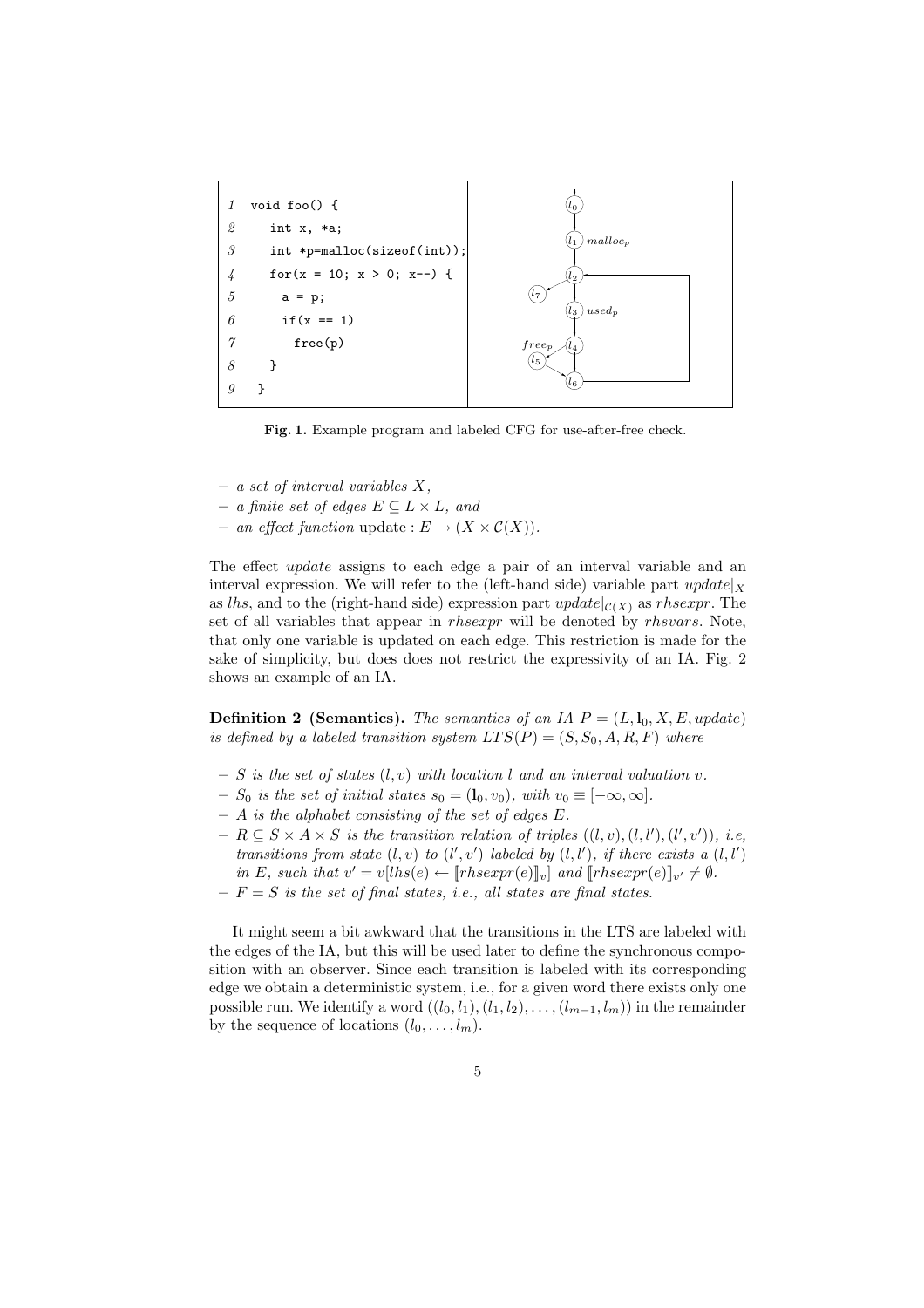```
1  void foo() {
2    int x, *a;
3    int *p=malloc(sizeof(int));
4    for(x = 10; x > 0; x--) {
5      a = p;
6      if(x == 1)
7        free(p)
8    }
9  }
```

**Fig. 1.** Example program and labeled CFG for use-after-free check.

– *a set of interval variables* $X$,
– *a finite set of edges* $E \subseteq L \times L$, *and*
– *an effect function* $\text{update} : E \to (X \times \mathcal{C}(X))$.

The effect *update* assigns to each edge a pair of an interval variable and an interval expression. We will refer to the (left-hand side) variable part $update|_X$ as $lhs$, and to the (right-hand side) expression part $update|_{\mathcal{C}(X)}$ as $rhsexpr$. The set of all variables that appear in $rhsexpr$ will be denoted by $rhsvars$. Note, that only one variable is updated on each edge. This restriction is made for the sake of simplicity, but does does not restrict the expressivity of an IA. Fig. 2 shows an example of an IA.

**Definition 2 (Semantics).** *The semantics of an IA* $P = (L, \mathbf{l}_0, X, E, update)$ *is defined by a labeled transition system* $LTS(P) = (S, S_0, A, R, F)$ *where*

– $S$ *is the set of states* $(l, v)$ *with location* $l$ *and an interval valuation* $v$.
– $S_0$ *is the set of initial states* $s_0 = (\mathbf{l}_0, v_0)$, *with* $v_0 \equiv [-\infty, \infty]$.
– $A$ *is the alphabet consisting of the set of edges* $E$.
– $R \subseteq S \times A \times S$ *is the transition relation of triples* $((l, v), (l, l'), (l', v'))$, *i.e, transitions from state* $(l, v)$ *to* $(l', v')$ *labeled by* $(l, l')$, *if there exists a* $(l, l')$ *in* $E$, *such that* $v' = v[lhs(e) \leftarrow [\![rhsexpr(e)]\!]_v]$ *and* $[\![rhsexpr(e)]\!]_{v'} \neq \emptyset$.
– $F = S$ *is the set of final states, i.e., all states are final states.*

It might seem a bit awkward that the transitions in the LTS are labeled with the edges of the IA, but this will be used later to define the synchronous composition with an observer. Since each transition is labeled with its corresponding edge we obtain a deterministic system, i.e., for a given word there exists only one possible run. We identify a word $((l_0, l_1), (l_1, l_2), \ldots, (l_{m-1}, l_m))$ in the remainder by the sequence of locations $(l_0, \ldots, l_m)$.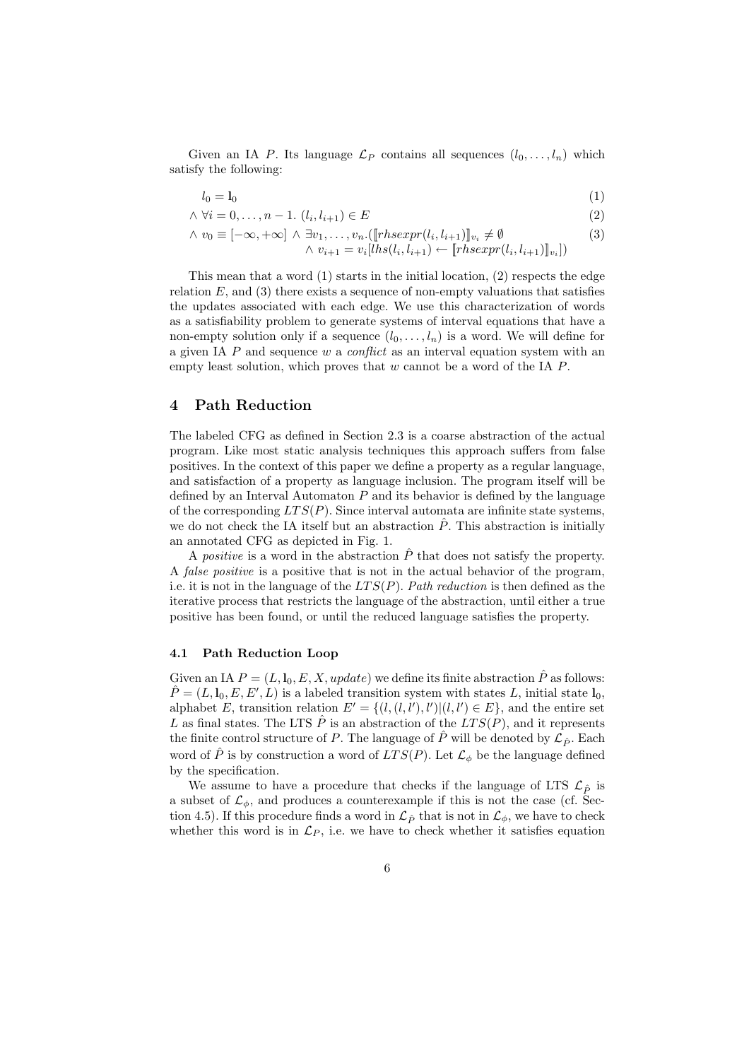Given an IA $P$. Its language $\mathcal{L}_P$ contains all sequences $(l_0, \ldots, l_n)$ which satisfy the following:

$$
\begin{aligned}
& l_0 = \mathbf{l}_0 && (1)\\
& \wedge\ \forall i = 0, \ldots, n-1.\ (l_i, l_{i+1}) \in E && (2)\\
& \wedge\ v_0 \equiv [-\infty, +\infty]\ \wedge\ \exists v_1, \ldots, v_n.(\llbracket rhsexpr(l_i, l_{i+1}) \rrbracket_{v_i} \neq \emptyset && (3)\\
& \qquad\qquad \wedge\ v_{i+1} = v_i[lhs(l_i, l_{i+1}) \leftarrow \llbracket rhsexpr(l_i, l_{i+1}) \rrbracket_{v_i}])
\end{aligned}
$$

This mean that a word (1) starts in the initial location, (2) respects the edge relation $E$, and (3) there exists a sequence of non-empty valuations that satisfies the updates associated with each edge. We use this characterization of words as a satisfiability problem to generate systems of interval equations that have a non-empty solution only if a sequence $(l_0, \ldots, l_n)$ is a word. We will define for a given IA $P$ and sequence $w$ a *conflict* as an interval equation system with an empty least solution, which proves that $w$ cannot be a word of the IA $P$.

## 4 Path Reduction

The labeled CFG as defined in Section 2.3 is a coarse abstraction of the actual program. Like most static analysis techniques this approach suffers from false positives. In the context of this paper we define a property as a regular language, and satisfaction of a property as language inclusion. The program itself will be defined by an Interval Automaton $P$ and its behavior is defined by the language of the corresponding $LTS(P)$. Since interval automata are infinite state systems, we do not check the IA itself but an abstraction $\hat{P}$. This abstraction is initially an annotated CFG as depicted in Fig. 1.

A *positive* is a word in the abstraction $\hat{P}$ that does not satisfy the property. A *false positive* is a positive that is not in the actual behavior of the program, i.e. it is not in the language of the $LTS(P)$. *Path reduction* is then defined as the iterative process that restricts the language of the abstraction, until either a true positive has been found, or until the reduced language satisfies the property.

### 4.1 Path Reduction Loop

Given an IA $P = (L, \mathbf{l}_0, E, X, update)$ we define its finite abstraction $\hat{P}$ as follows: $\hat{P} = (L, \mathbf{l}_0, E, E', L)$ is a labeled transition system with states $L$, initial state $\mathbf{l}_0$, alphabet $E$, transition relation $E' = \{(l, (l, l'), l') | (l, l') \in E\}$, and the entire set $L$ as final states. The LTS $\hat{P}$ is an abstraction of the $LTS(P)$, and it represents the finite control structure of $P$. The language of $\hat{P}$ will be denoted by $\mathcal{L}_{\hat{P}}$. Each word of $\hat{P}$ is by construction a word of $LTS(P)$. Let $\mathcal{L}_\phi$ be the language defined by the specification.

We assume to have a procedure that checks if the language of LTS $\mathcal{L}_{\hat{P}}$ is a subset of $\mathcal{L}_\phi$, and produces a counterexample if this is not the case (cf. Section 4.5). If this procedure finds a word in $\mathcal{L}_{\hat{P}}$ that is not in $\mathcal{L}_\phi$, we have to check whether this word is in $\mathcal{L}_P$, i.e. we have to check whether it satisfies equation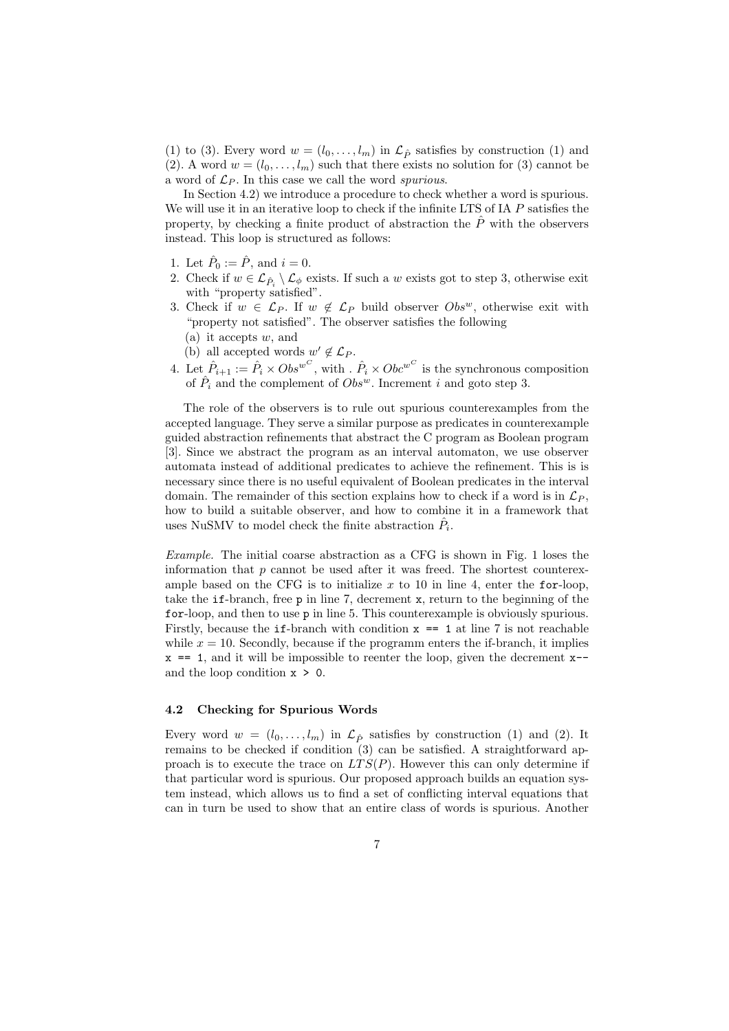(1) to (3). Every word $w = (l_0, \ldots, l_m)$ in $\mathcal{L}_{\hat{P}}$ satisfies by construction (1) and (2). A word $w = (l_0, \ldots, l_m)$ such that there exists no solution for (3) cannot be a word of $\mathcal{L}_P$. In this case we call the word *spurious*.

In Section 4.2) we introduce a procedure to check whether a word is spurious. We will use it in an iterative loop to check if the infinite LTS of IA $P$ satisfies the property, by checking a finite product of abstraction the $\hat{P}$ with the observers instead. This loop is structured as follows:

1. Let $\hat{P}_0 := \hat{P}$, and $i = 0$.
2. Check if $w \in \mathcal{L}_{\hat{P}_i} \setminus \mathcal{L}_\phi$ exists. If such a $w$ exists got to step 3, otherwise exit with "property satisfied".
3. Check if $w \in \mathcal{L}_P$. If $w \notin \mathcal{L}_P$ build observer $Obs^w$, otherwise exit with "property not satisfied". The observer satisfies the following
   (a) it accepts $w$, and
   (b) all accepted words $w' \notin \mathcal{L}_P$.
4. Let $\hat{P}_{i+1} := \hat{P}_i \times Obs^{w^C}$, with . $\hat{P}_i \times Obc^{w^C}$ is the synchronous composition of $\hat{P}_i$ and the complement of $Obs^w$. Increment $i$ and goto step 3.

The role of the observers is to rule out spurious counterexamples from the accepted language. They serve a similar purpose as predicates in counterexample guided abstraction refinements that abstract the C program as Boolean program [3]. Since we abstract the program as an interval automaton, we use observer automata instead of additional predicates to achieve the refinement. This is is necessary since there is no useful equivalent of Boolean predicates in the interval domain. The remainder of this section explains how to check if a word is in $\mathcal{L}_P$, how to build a suitable observer, and how to combine it in a framework that uses NuSMV to model check the finite abstraction $\hat{P}_i$.

*Example.* The initial coarse abstraction as a CFG is shown in Fig. 1 loses the information that `p` cannot be used after it was freed. The shortest counterexample based on the CFG is to initialize $x$ to 10 in line 4, enter the `for`-loop, take the `if`-branch, free `p` in line 7, decrement `x`, return to the beginning of the `for`-loop, and then to use `p` in line 5. This counterexample is obviously spurious. Firstly, because the `if`-branch with condition `x == 1` at line 7 is not reachable while $x = 10$. Secondly, because if the programm enters the if-branch, it implies `x == 1`, and it will be impossible to reenter the loop, given the decrement `x--` and the loop condition `x > 0`.

### 4.2 Checking for Spurious Words

Every word $w = (l_0, \ldots, l_m)$ in $\mathcal{L}_{\hat{P}}$ satisfies by construction (1) and (2). It remains to be checked if condition (3) can be satisfied. A straightforward approach is to execute the trace on $LTS(P)$. However this can only determine if that particular word is spurious. Our proposed approach builds an equation system instead, which allows us to find a set of conflicting interval equations that can in turn be used to show that an entire class of words is spurious. Another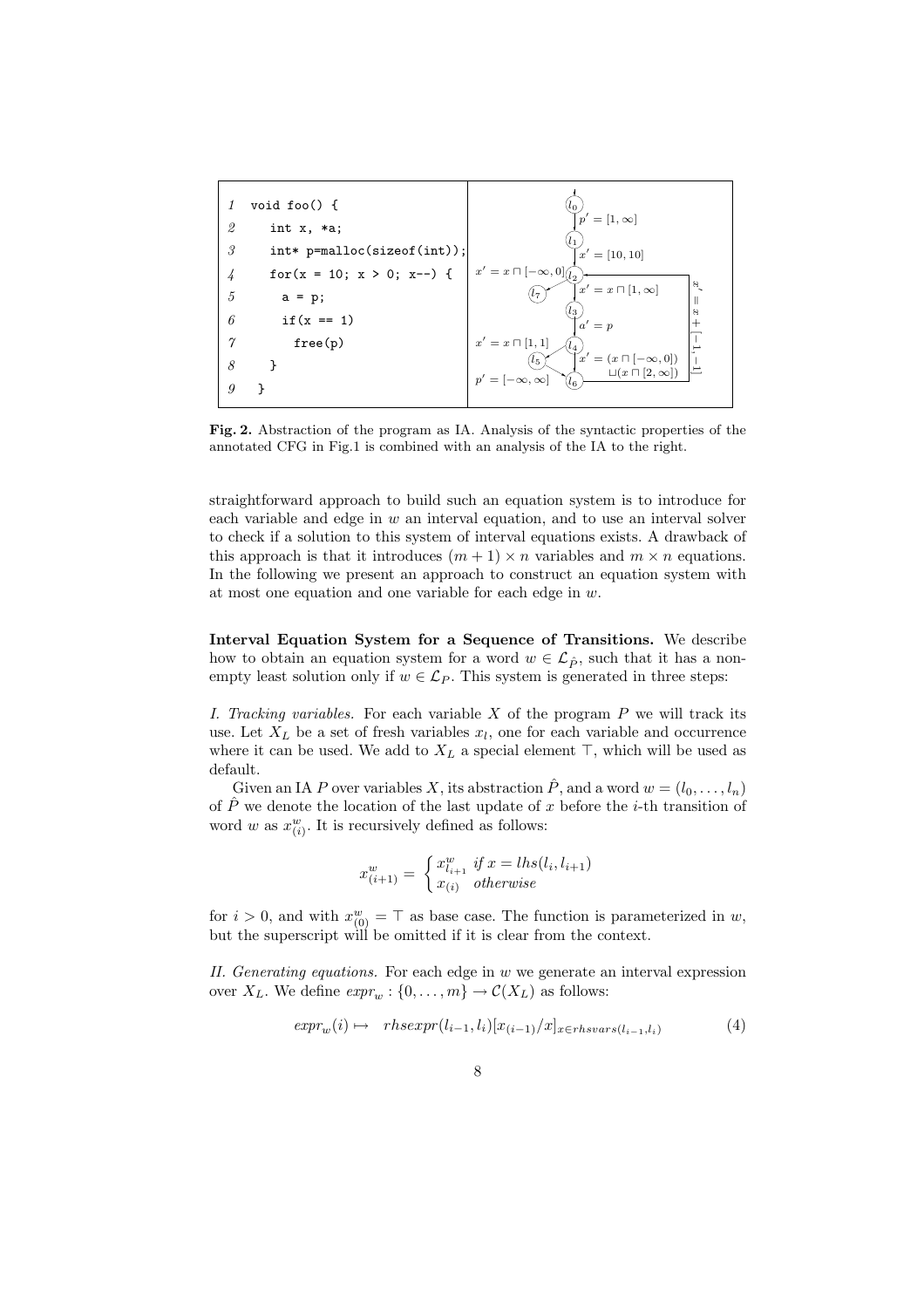```
1  void foo() {
2    int x, *a;
3    int* p=malloc(sizeof(int));
4    for(x = 10; x > 0; x--) {
5      a = p;
6      if(x == 1)
7        free(p)
8    }
9  }
```

**Fig. 2.** Abstraction of the program as IA. Analysis of the syntactic properties of the annotated CFG in Fig.1 is combined with an analysis of the IA to the right.

straightforward approach to build such an equation system is to introduce for each variable and edge in $w$ an interval equation, and to use an interval solver to check if a solution to this system of interval equations exists. A drawback of this approach is that it introduces $(m+1) \times n$ variables and $m \times n$ equations. In the following we present an approach to construct an equation system with at most one equation and one variable for each edge in $w$.

**Interval Equation System for a Sequence of Transitions.** We describe how to obtain an equation system for a word $w \in \mathcal{L}_{\hat{P}}$, such that it has a non-empty least solution only if $w \in \mathcal{L}_P$. This system is generated in three steps:

*I. Tracking variables.* For each variable $X$ of the program $P$ we will track its use. Let $X_L$ be a set of fresh variables $x_l$, one for each variable and occurrence where it can be used. We add to $X_L$ a special element $\top$, which will be used as default.

Given an IA $P$ over variables $X$, its abstraction $\hat{P}$, and a word $w = (l_0, \ldots, l_n)$ of $\hat{P}$ we denote the location of the last update of $x$ before the $i$-th transition of word $w$ as $x^w_{(i)}$. It is recursively defined as follows:

$$x^w_{(i+1)} = \begin{cases} x^w_{l_{i+1}} & \text{if } x = lhs(l_i, l_{i+1}) \\ x_{(i)} & \text{otherwise} \end{cases}$$

for $i > 0$, and with $x^w_{(0)} = \top$ as base case. The function is parameterized in $w$, but the superscript will be omitted if it is clear from the context.

*II. Generating equations.* For each edge in $w$ we generate an interval expression over $X_L$. We define $expr_w : \{0, \ldots, m\} \rightarrow \mathcal{C}(X_L)$ as follows:

$$expr_w(i) \mapsto \quad rhsexpr(l_{i-1}, l_i)[x_{(i-1)}/x]_{x \in rhsvars(l_{i-1}, l_i)} \tag{4}$$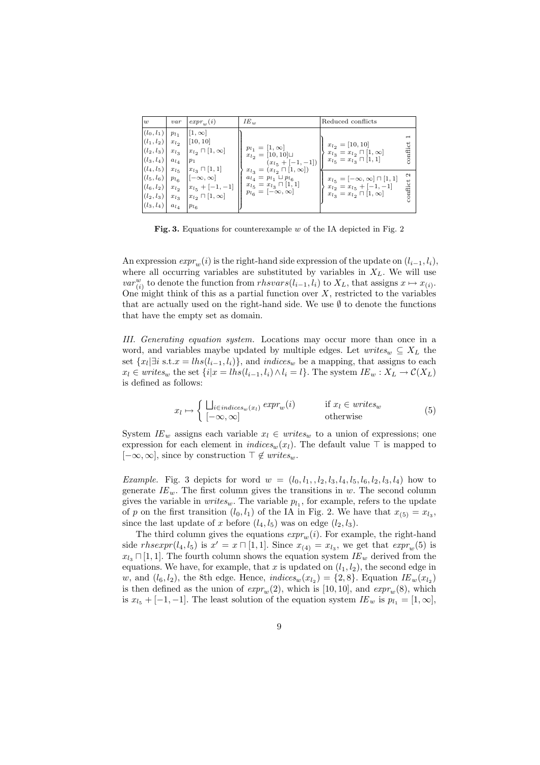| $w$ | $var$ | $expr_w(i)$ | $IE_w$ | Reduced conflicts | |
|---|---|---|---|---|---|
| $(l_0, l_1)$ | $p_{l_1}$ | $[1, \infty]$ | $p_{l_1} = [1, \infty]$ | $x_{l_2} = [10, 10]$ | conflict 1 |
| $(l_1, l_2)$ | $x_{l_2}$ | $[10, 10]$ | $x_{l_2} = [10, 10] \sqcup (x_{l_5} + [-1, -1])$ | $x_{l_3} = x_{l_2} \sqcap [1, \infty]$ | |
| $(l_2, l_3)$ | $x_{l_3}$ | $x_{l_2} \sqcap [1, \infty]$ | $x_{l_3} = (x_{l_2} \sqcap [1, \infty])$ | $x_{l_5} = x_{l_3} \sqcap [1, 1]$ | |
| $(l_3, l_4)$ | $a_{l_4}$ | $p_1$ | $a_{l_4} = p_{l_1} \sqcup p_{l_6}$ | $x_{l_5} = [-\infty, \infty] \sqcap [1, 1]$ | conflict 2 |
| $(l_4, l_5)$ | $x_{l_5}$ | $x_{l_3} \sqcap [1, 1]$ | $x_{l_5} = x_{l_3} \sqcap [1, 1]$ | $x_{l_2} = x_{l_5} + [-1, -1]$ | |
| $(l_5, l_6)$ | $p_{l_6}$ | $[-\infty, \infty]$ | $p_{l_6} = [-\infty, \infty]$ | $x_{l_3} = x_{l_2} \sqcap [1, \infty]$ | |
| $(l_6, l_2)$ | $x_{l_2}$ | $x_{l_5} + [-1, -1]$ | | | |
| $(l_2, l_3)$ | $x_{l_3}$ | $x_{l_2} \sqcap [1, \infty]$ | | | |
| $(l_3, l_4)$ | $a_{l_4}$ | $p_{l_6}$ | | | |

**Fig. 3.** Equations for counterexample $w$ of the IA depicted in Fig. 2

An expression $expr_w(i)$ is the right-hand side expression of the update on $(l_{i-1}, l_i)$, where all occurring variables are substituted by variables in $X_L$. We will use $var^w_{(i)}$ to denote the function from $rhsvars(l_{i-1}, l_i)$ to $X_L$, that assigns $x \mapsto x_{(i)}$. One might think of this as a partial function over $X$, restricted to the variables that are actually used on the right-hand side. We use $\emptyset$ to denote the functions that have the empty set as domain.

*III. Generating equation system.* Locations may occur more than once in a word, and variables maybe updated by multiple edges. Let $writes_w \subseteq X_L$ the set $\{x_l | \exists i \text{ s.t.} x = lhs(l_{i-1}, l_i)\}$, and $indices_w$ be a mapping, that assigns to each $x_l \in writes_w$ the set $\{i | x = lhs(l_{i-1}, l_i) \wedge l_i = l\}$. The system $IE_w : X_L \to \mathcal{C}(X_L)$ is defined as follows:

$$x_l \mapsto \begin{cases} \bigsqcup_{i \in indices_w(x_l)} expr_w(i) & \text{if } x_l \in writes_w \\ [-\infty, \infty] & \text{otherwise} \end{cases} \tag{5}$$

System $IE_w$ assigns each variable $x_l \in writes_w$ to a union of expressions; one expression for each element in $indices_w(x_l)$. The default value $\top$ is mapped to $[-\infty, \infty]$, since by construction $\top \notin writes_w$.

*Example.* Fig. 3 depicts for word $w = (l_0, l_1, , l_2, l_3, l_4, l_5, l_6, l_2, l_3, l_4)$ how to generate $IE_w$. The first column gives the transitions in $w$. The second column gives the variable in $writes_w$. The variable $p_{l_1}$, for example, refers to the update of $p$ on the first transition $(l_0, l_1)$ of the IA in Fig. 2. We have that $x_{(5)} = x_{l_3}$, since the last update of $x$ before $(l_4, l_5)$ was on edge $(l_2, l_3)$.

The third column gives the equations $expr_w(i)$. For example, the right-hand side $rhsexpr(l_4, l_5)$ is $x' = x \sqcap [1, 1]$. Since $x_{(4)} = x_{l_3}$, we get that $expr_w(5)$ is $x_{l_3} \sqcap [1, 1]$. The fourth column shows the equation system $IE_w$ derived from the equations. We have, for example, that $x$ is updated on $(l_1, l_2)$, the second edge in $w$, and $(l_6, l_2)$, the 8th edge. Hence, $indices_w(x_{l_2}) = \{2, 8\}$. Equation $IE_w(x_{l_2})$ is then defined as the union of $expr_w(2)$, which is $[10, 10]$, and $expr_w(8)$, which is $x_{l_5} + [-1, -1]$. The least solution of the equation system $IE_w$ is $p_{l_1} = [1, \infty]$,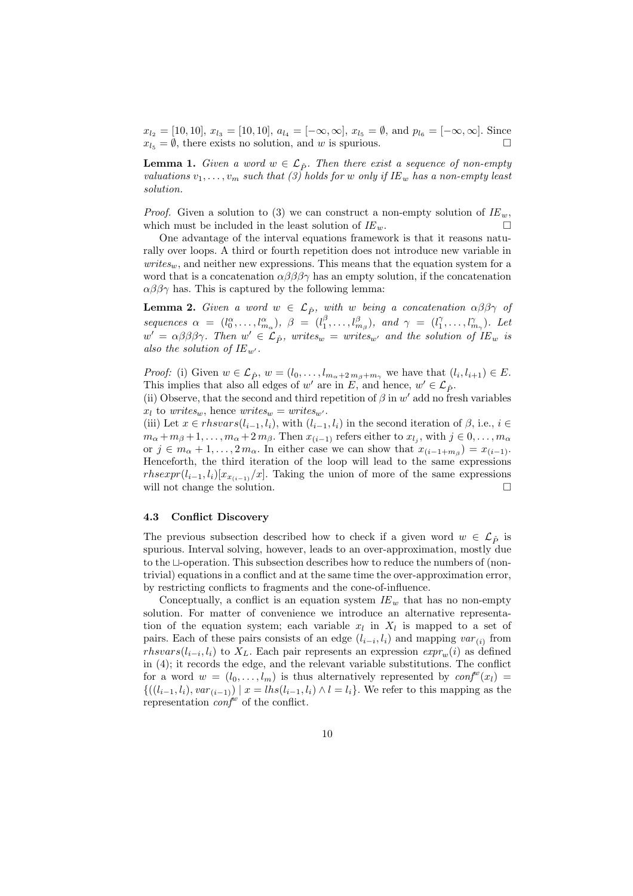$x_{l_2} = [10, 10]$, $x_{l_3} = [10, 10]$, $a_{l_4} = [-\infty, \infty]$, $x_{l_5} = \emptyset$, and $p_{l_6} = [-\infty, \infty]$. Since $x_{l_5} = \emptyset$, there exists no solution, and $w$ is spurious. $\square$

**Lemma 1.** *Given a word $w \in \mathcal{L}_{\hat{P}}$. Then there exist a sequence of non-empty valuations $v_1, \ldots, v_m$ such that (3) holds for $w$ only if $IE_w$ has a non-empty least solution.*

*Proof.* Given a solution to (3) we can construct a non-empty solution of $IE_w$, which must be included in the least solution of $IE_w$. $\square$

One advantage of the interval equations framework is that it reasons naturally over loops. A third or fourth repetition does not introduce new variable in $writes_w$, and neither new expressions. This means that the equation system for a word that is a concatenation $\alpha\beta\beta\beta\gamma$ has an empty solution, if the concatenation $\alpha\beta\beta\gamma$ has. This is captured by the following lemma:

**Lemma 2.** *Given a word $w \in \mathcal{L}_{\hat{P}}$, with $w$ being a concatenation $\alpha\beta\beta\gamma$ of sequences $\alpha = (l^{\alpha}_0, \ldots, l^{\alpha}_{m_\alpha})$, $\beta = (l^{\beta}_1, \ldots, l^{\beta}_{m_\beta})$, and $\gamma = (l^{\gamma}_1, \ldots, l^{\gamma}_{m_\gamma})$. Let $w' = \alpha\beta\beta\beta\gamma$. Then $w' \in \mathcal{L}_{\hat{P}}$, $writes_w = writes_{w'}$ and the solution of $IE_w$ is also the solution of $IE_{w'}$.*

*Proof:* (i) Given $w \in \mathcal{L}_{\hat{P}}$, $w = (l_0, \ldots, l_{m_\alpha + 2\,m_\beta + m_\gamma}$ we have that $(l_i, l_{i+1}) \in E$. This implies that also all edges of $w'$ are in $E$, and hence, $w' \in \mathcal{L}_{\hat{P}}$.
(ii) Observe, that the second and third repetition of $\beta$ in $w'$ add no fresh variables $x_l$ to $writes_w$, hence $writes_w = writes_{w'}$.
(iii) Let $x \in rhsvars(l_{i-1}, l_i)$, with $(l_{i-1}, l_i)$ in the second iteration of $\beta$, i.e., $i \in m_\alpha + m_\beta + 1, \ldots, m_\alpha + 2\,m_\beta$. Then $x_{(i-1)}$ refers either to $x_{l_j}$, with $j \in 0, \ldots, m_\alpha$ or $j \in m_\alpha + 1, \ldots, 2\,m_\alpha$. In either case we can show that $x_{(i-1+m_\beta)} = x_{(i-1)}$. Henceforth, the third iteration of the loop will lead to the same expressions $rhsexpr(l_{i-1}, l_i)[x_{x_{(i-1)}}/x]$. Taking the union of more of the same expressions will not change the solution. $\square$

### 4.3 Conflict Discovery

The previous subsection described how to check if a given word $w \in \mathcal{L}_{\hat{P}}$ is spurious. Interval solving, however, leads to an over-approximation, mostly due to the $\sqcup$-operation. This subsection describes how to reduce the numbers of (non-trivial) equations in a conflict and at the same time the over-approximation error, by restricting conflicts to fragments and the cone-of-influence.

Conceptually, a conflict is an equation system $IE_w$ that has no non-empty solution. For matter of convenience we introduce an alternative representation of the equation system; each variable $x_l$ in $X_l$ is mapped to a set of pairs. Each of these pairs consists of an edge $(l_{i-i}, l_i)$ and mapping $var_{(i)}$ from $rhsvars(l_{i-i}, l_i)$ to $X_L$. Each pair represents an expression $expr_w(i)$ as defined in (4); it records the edge, and the relevant variable substitutions. The conflict for a word $w = (l_0, \ldots, l_m)$ is thus alternatively represented by $conf^w(x_l) = \{((l_{i-1}, l_i), var_{(i-1)}) \mid x = lhs(l_{i-1}, l_i) \wedge l = l_i\}$. We refer to this mapping as the representation $conf^w$ of the conflict.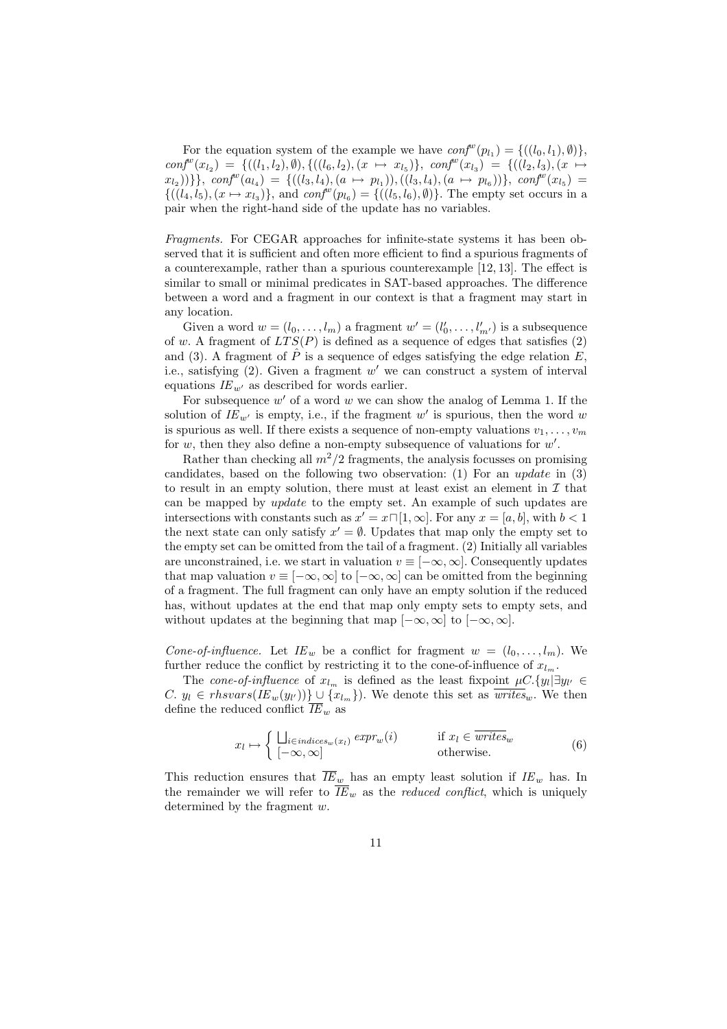For the equation system of the example we have $conf^w(p_{l_1}) = \{((l_0, l_1), \emptyset)\}$, $conf^w(x_{l_2}) = \{((l_1, l_2), \emptyset), \{((l_6, l_2), (x \mapsto x_{l_5})\}$, $conf^w(x_{l_3}) = \{((l_2, l_3), (x \mapsto x_{l_2}))\}\}$, $conf^w(a_{l_4}) = \{((l_3, l_4), (a \mapsto p_{l_1})), ((l_3, l_4), (a \mapsto p_{l_6}))\}$, $conf^w(x_{l_5}) = \{((l_4, l_5), (x \mapsto x_{l_3})\}$, and $conf^w(p_{l_6}) = \{((l_5, l_6), \emptyset)\}$. The empty set occurs in a pair when the right-hand side of the update has no variables.

*Fragments.* For CEGAR approaches for infinite-state systems it has been observed that it is sufficient and often more efficient to find a spurious fragments of a counterexample, rather than a spurious counterexample [12, 13]. The effect is similar to small or minimal predicates in SAT-based approaches. The difference between a word and a fragment in our context is that a fragment may start in any location.

Given a word $w = (l_0, \ldots, l_m)$ a fragment $w' = (l'_0, \ldots, l'_{m'})$ is a subsequence of $w$. A fragment of $LTS(P)$ is defined as a sequence of edges that satisfies (2) and (3). A fragment of $\hat{P}$ is a sequence of edges satisfying the edge relation $E$, i.e., satisfying (2). Given a fragment $w'$ we can construct a system of interval equations $IE_{w'}$ as described for words earlier.

For subsequence $w'$ of a word $w$ we can show the analog of Lemma 1. If the solution of $IE_{w'}$ is empty, i.e., if the fragment $w'$ is spurious, then the word $w$ is spurious as well. If there exists a sequence of non-empty valuations $v_1, \ldots, v_m$ for $w$, then they also define a non-empty subsequence of valuations for $w'$.

Rather than checking all $m^2/2$ fragments, the analysis focusses on promising candidates, based on the following two observation: (1) For an *update* in (3) to result in an empty solution, there must at least exist an element in $\mathcal{I}$ that can be mapped by *update* to the empty set. An example of such updates are intersections with constants such as $x' = x \sqcap [1, \infty]$. For any $x = [a, b]$, with $b < 1$ the next state can only satisfy $x' = \emptyset$. Updates that map only the empty set to the empty set can be omitted from the tail of a fragment. (2) Initially all variables are unconstrained, i.e. we start in valuation $v \equiv [-\infty, \infty]$. Consequently updates that map valuation $v \equiv [-\infty, \infty]$ to $[-\infty, \infty]$ can be omitted from the beginning of a fragment. The full fragment can only have an empty solution if the reduced has, without updates at the end that map only empty sets to empty sets, and without updates at the beginning that map $[-\infty, \infty]$ to $[-\infty, \infty]$.

*Cone-of-influence.* Let $IE_w$ be a conflict for fragment $w = (l_0, \ldots, l_m)$. We further reduce the conflict by restricting it to the cone-of-influence of $x_{l_m}$.

The *cone-of-influence* of $x_{l_m}$ is defined as the least fixpoint $\mu C.\{y_l | \exists y_{l'} \in C.\ y_l \in rhsvars(IE_w(y_{l'}))\} \cup \{x_{l_m}\}$). We denote this set as $\overline{writes}_w$. We then define the reduced conflict $\overline{IE}_w$ as

$$x_l \mapsto \begin{cases} \bigsqcup_{i \in indices_w(x_l)} expr_w(i) & \text{if } x_l \in \overline{writes}_w \\ [-\infty, \infty] & \text{otherwise.} \end{cases} \tag{6}$$

This reduction ensures that $\overline{IE}_w$ has an empty least solution if $IE_w$ has. In the remainder we will refer to $\overline{IE}_w$ as the *reduced conflict*, which is uniquely determined by the fragment $w$.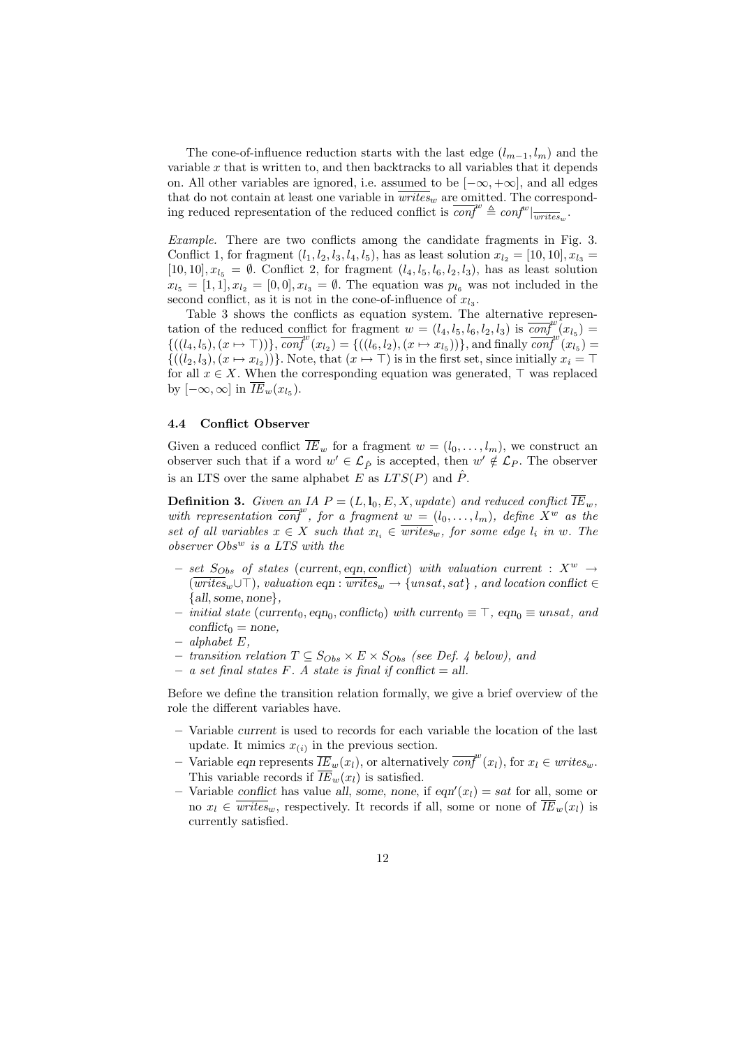The cone-of-influence reduction starts with the last edge $(l_{m-1}, l_m)$ and the variable $x$ that is written to, and then backtracks to all variables that it depends on. All other variables are ignored, i.e. assumed to be $[-\infty, +\infty]$, and all edges that do not contain at least one variable in $\overline{writes}_w$ are omitted. The corresponding reduced representation of the reduced conflict is $\overline{conf}^w \triangleq conf^w|_{\overline{writes}_w}$.

*Example.* There are two conflicts among the candidate fragments in Fig. 3. Conflict 1, for fragment $(l_1, l_2, l_3, l_4, l_5)$, has as least solution $x_{l_2} = [10, 10], x_{l_3} = [10, 10], x_{l_5} = \emptyset$. Conflict 2, for fragment $(l_4, l_5, l_6, l_2, l_3)$, has as least solution $x_{l_5} = [1, 1], x_{l_2} = [0, 0], x_{l_3} = \emptyset$. The equation was $p_{l_6}$ was not included in the second conflict, as it is not in the cone-of-influence of $x_{l_3}$.

Table 3 shows the conflicts as equation system. The alternative representation of the reduced conflict for fragment $w = (l_4, l_5, l_6, l_2, l_3)$ is $\overline{conf}^w(x_{l_5}) = \{((l_4, l_5), (x \mapsto \top))\}$, $\overline{conf}^w(x_{l_2}) = \{((l_6, l_2), (x \mapsto x_{l_5}))\}$, and finally $\overline{conf}^w(x_{l_5}) = \{((l_2, l_3), (x \mapsto x_{l_2}))\}$. Note, that $(x \mapsto \top)$ is in the first set, since initially $x_i = \top$ for all $x \in X$. When the corresponding equation was generated, $\top$ was replaced by $[-\infty, \infty]$ in $\overline{IE}_w(x_{l_5})$.

### 4.4 Conflict Observer

Given a reduced conflict $\overline{IE}_w$ for a fragment $w = (l_0, \ldots, l_m)$, we construct an observer such that if a word $w' \in \mathcal{L}_{\hat{P}}$ is accepted, then $w' \notin \mathcal{L}_P$. The observer is an LTS over the same alphabet $E$ as $LTS(P)$ and $\hat{P}$.

**Definition 3.** *Given an IA $P = (L, \mathbf{l}_0, E, X, update)$ and reduced conflict $\overline{IE}_w$, with representation $\overline{conf}^w$, for a fragment $w = (l_0, \ldots, l_m)$, define $X^w$ as the set of all variables $x \in X$ such that $x_{l_i} \in \overline{writes}_w$, for some edge $l_i$ in $w$. The observer $Obs^w$ is a LTS with the*

- *set $S_{Obs}$ of states $(\mathsf{current}, \mathsf{eqn}, \mathsf{conflict})$ with valuation $\mathsf{current} : X^w \to (\overline{writes}_w \cup \top)$, valuation $\mathsf{eqn} : \overline{writes}_w \to \{unsat, sat\}$ , and location $\mathsf{conflict} \in \{\mathsf{all}, \mathsf{some}, \mathsf{none}\}$,*
- *initial state $(\mathsf{current}_0, \mathsf{eqn}_0, \mathsf{conflict}_0)$ with $\mathsf{current}_0 \equiv \top$, $\mathsf{eqn}_0 \equiv unsat$, and $\mathsf{conflict}_0 = none$,*
- *alphabet $E$,*
- *transition relation $T \subseteq S_{Obs} \times E \times S_{Obs}$ (see Def. 4 below), and*
- *a set final states $F$. A state is final if $\mathsf{conflict} = \mathsf{all}$.*

Before we define the transition relation formally, we give a brief overview of the role the different variables have.

- Variable *current* is used to records for each variable the location of the last update. It mimics $x_{(i)}$ in the previous section.
- Variable *eqn* represents $\overline{IE}_w(x_l)$, or alternatively $\overline{conf}^w(x_l)$, for $x_l \in writes_w$. This variable records if $\overline{IE}_w(x_l)$ is satisfied.
- Variable *conflict* has value *all*, *some*, *none*, if $eqn'(x_l) = sat$ for all, some or no $x_l \in \overline{writes}_w$, respectively. It records if all, some or none of $\overline{IE}_w(x_l)$ is currently satisfied.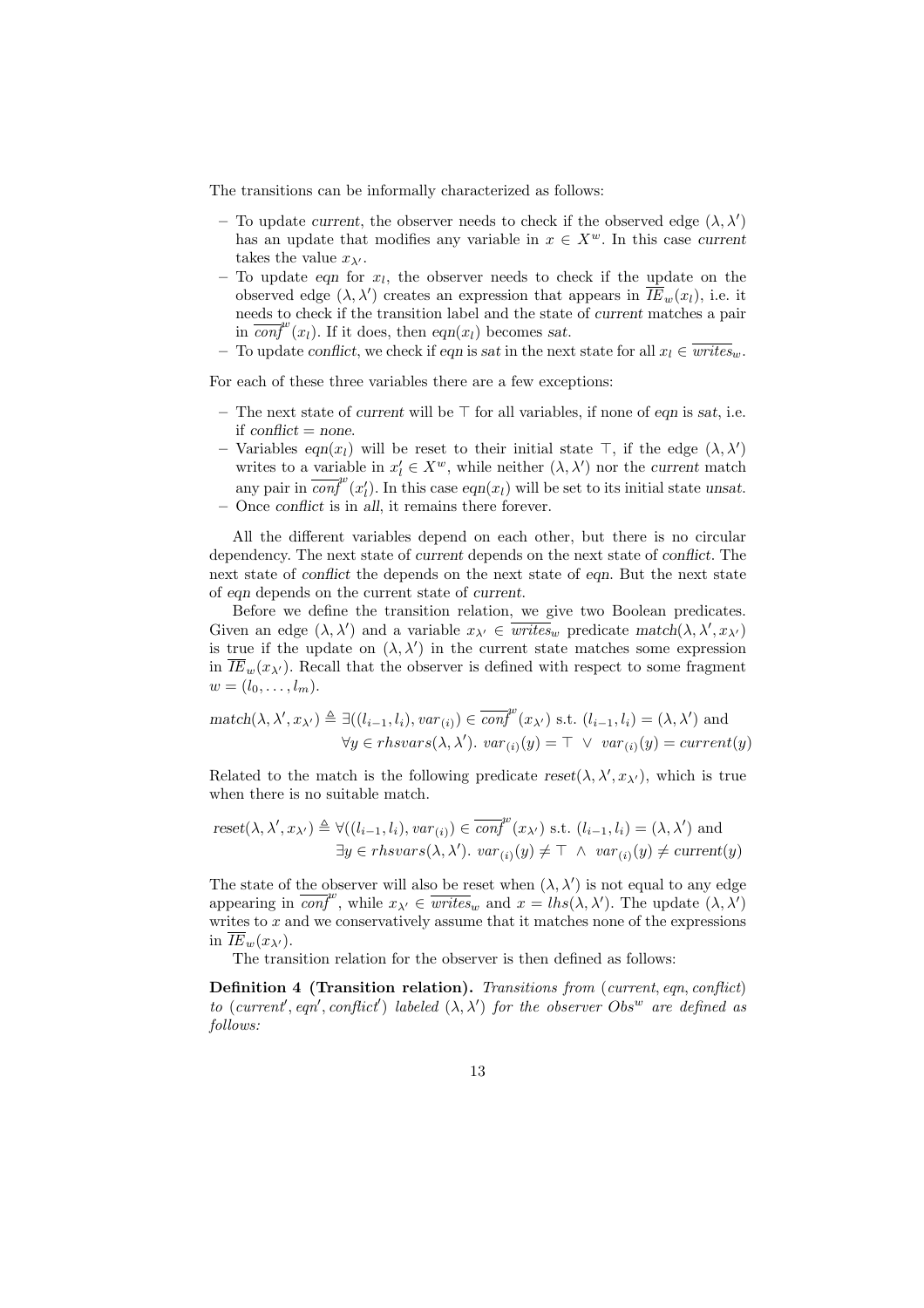The transitions can be informally characterized as follows:

– To update *current*, the observer needs to check if the observed edge $(\lambda, \lambda')$ has an update that modifies any variable in $x \in X^w$. In this case *current* takes the value $x_{\lambda'}$.
– To update *eqn* for $x_l$, the observer needs to check if the update on the observed edge $(\lambda, \lambda')$ creates an expression that appears in $\overline{IE}_w(x_l)$, i.e. it needs to check if the transition label and the state of *current* matches a pair in $\overline{conf}^w(x_l)$. If it does, then $eqn(x_l)$ becomes *sat*.
– To update *conflict*, we check if *eqn* is *sat* in the next state for all $x_l \in \overline{writes}_w$.

For each of these three variables there are a few exceptions:

– The next state of *current* will be $\top$ for all variables, if none of *eqn* is *sat*, i.e. if *conflict* = *none*.
– Variables $eqn(x_l)$ will be reset to their initial state $\top$, if the edge $(\lambda, \lambda')$ writes to a variable in $x'_l \in X^w$, while neither $(\lambda, \lambda')$ nor the *current* match any pair in $\overline{conf}^w(x'_l)$. In this case $eqn(x_l)$ will be set to its initial state *unsat*.
– Once *conflict* is in *all*, it remains there forever.

All the different variables depend on each other, but there is no circular dependency. The next state of *current* depends on the next state of *conflict*. The next state of *conflict* the depends on the next state of *eqn*. But the next state of *eqn* depends on the current state of *current*.

Before we define the transition relation, we give two Boolean predicates. Given an edge $(\lambda, \lambda')$ and a variable $x_{\lambda'} \in \overline{writes}_w$ predicate $match(\lambda, \lambda', x_{\lambda'})$ is true if the update on $(\lambda, \lambda')$ in the current state matches some expression in $\overline{IE}_w(x_{\lambda'})$. Recall that the observer is defined with respect to some fragment $w = (l_0, \dots, l_m)$.

$$match(\lambda, \lambda', x_{\lambda'}) \triangleq \exists((l_{i-1}, l_i), var_{(i)}) \in \overline{conf}^w(x_{\lambda'}) \text{ s.t. } (l_{i-1}, l_i) = (\lambda, \lambda') \text{ and}$$
$$\forall y \in rhsvars(\lambda, \lambda').\ var_{(i)}(y) = \top \ \vee\ var_{(i)}(y) = current(y)$$

Related to the match is the following predicate $reset(\lambda, \lambda', x_{\lambda'})$, which is true when there is no suitable match.

$$reset(\lambda, \lambda', x_{\lambda'}) \triangleq \forall((l_{i-1}, l_i), var_{(i)}) \in \overline{conf}^w(x_{\lambda'}) \text{ s.t. } (l_{i-1}, l_i) = (\lambda, \lambda') \text{ and}$$
$$\exists y \in rhsvars(\lambda, \lambda').\ var_{(i)}(y) \neq \top \ \wedge\ var_{(i)}(y) \neq current(y)$$

The state of the observer will also be reset when $(\lambda, \lambda')$ is not equal to any edge appearing in $\overline{conf}^w$, while $x_{\lambda'} \in \overline{writes}_w$ and $x = lhs(\lambda, \lambda')$. The update $(\lambda, \lambda')$ writes to $x$ and we conservatively assume that it matches none of the expressions in $\overline{IE}_w(x_{\lambda'})$.

The transition relation for the observer is then defined as follows:

**Definition 4 (Transition relation).** *Transitions from* $(current, eqn, conflict)$ *to* $(current', eqn', conflict')$ *labeled* $(\lambda, \lambda')$ *for the observer* $Obs^w$ *are defined as follows:*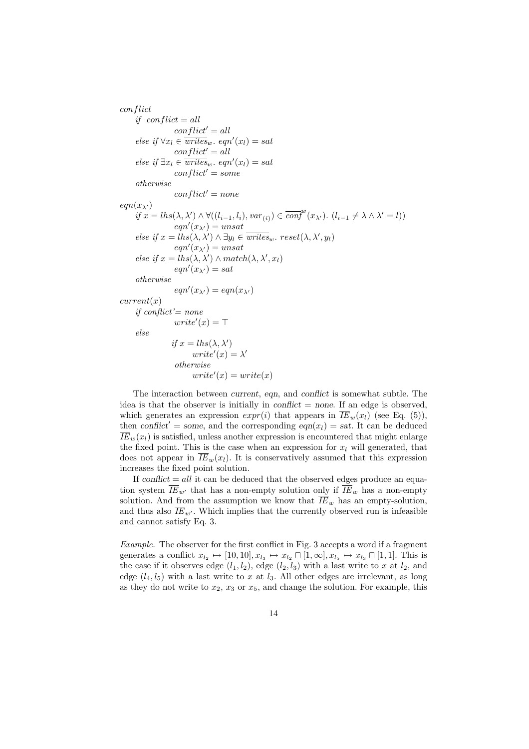$conflict$

$\quad$ *if* $conflict = all$

$\quad\quad\quad conflict' = all$

$\quad$ *else if* $\forall x_l \in \overline{writes}_w.\ eqn'(x_l) = sat$

$\quad\quad\quad conflict' = all$

$\quad$ *else if* $\exists x_l \in \overline{writes}_w.\ eqn'(x_l) = sat$

$\quad\quad\quad conflict' = some$

$\quad$ *otherwise*

$\quad\quad\quad conflict' = none$

$eqn(x_{\lambda'})$

$\quad$ *if* $x = lhs(\lambda, \lambda') \wedge \forall((l_{i-1}, l_i), var_{(i)}) \in \overline{conf}^w(x_{\lambda'}).\ (l_{i-1} \neq \lambda \wedge \lambda' = l))$

$\quad\quad\quad eqn'(x_{\lambda'}) = unsat$

$\quad$ *else if* $x = lhs(\lambda, \lambda') \wedge \exists y_l \in \overline{writes}_w.\ reset(\lambda, \lambda', y_l)$

$\quad\quad\quad eqn'(x_{\lambda'}) = unsat$

$\quad$ *else if* $x = lhs(\lambda, \lambda') \wedge match(\lambda, \lambda', x_l)$

$\quad\quad\quad eqn'(x_{\lambda'}) = sat$

$\quad$ *otherwise*

$\quad\quad\quad eqn'(x_{\lambda'}) = eqn(x_{\lambda'})$

$current(x)$

$\quad$ *if conflict'= none*

$\quad\quad\quad write'(x) = \top$

$\quad$ *else*

$\quad\quad\quad$ *if* $x = lhs(\lambda, \lambda')$

$\quad\quad\quad\quad write'(x) = \lambda'$

$\quad\quad\quad$ *otherwise*

$\quad\quad\quad\quad write'(x) = write(x)$

The interaction between *current*, *eqn*, and *conflict* is somewhat subtle. The idea is that the observer is initially in *conflict = none*. If an edge is observed, which generates an expression $expr(i)$ that appears in $\overline{IE}_w(x_l)$ (see Eq. (5)), then *conflict'* = *some*, and the corresponding $eqn(x_l) = sat$. It can be deduced $\overline{IE}_w(x_l)$ is satisfied, unless another expression is encountered that might enlarge the fixed point. This is the case when an expression for $x_l$ will generated, that does not appear in $\overline{IE}_w(x_l)$. It is conservatively assumed that this expression increases the fixed point solution.

If *conflict* = *all* it can be deduced that the observed edges produce an equation system $\overline{IE}_{w'}$ that has a non-empty solution only if $\overline{IE}_w$ has a non-empty solution. And from the assumption we know that $\overline{IE}_w$ has an empty-solution, and thus also $\overline{IE}_{w'}$. Which implies that the currently observed run is infeasible and cannot satisfy Eq. 3.

*Example.* The observer for the first conflict in Fig. 3 accepts a word if a fragment generates a conflict $x_{l_2} \mapsto [10, 10], x_{l_3} \mapsto x_{l_2} \sqcap [1, \infty], x_{l_5} \mapsto x_{l_3} \sqcap [1, 1]$. This is the case if it observes edge $(l_1, l_2)$, edge $(l_2, l_3)$ with a last write to $x$ at $l_2$, and edge $(l_4, l_5)$ with a last write to $x$ at $l_3$. All other edges are irrelevant, as long as they do not write to $x_2$, $x_3$ or $x_5$, and change the solution. For example, this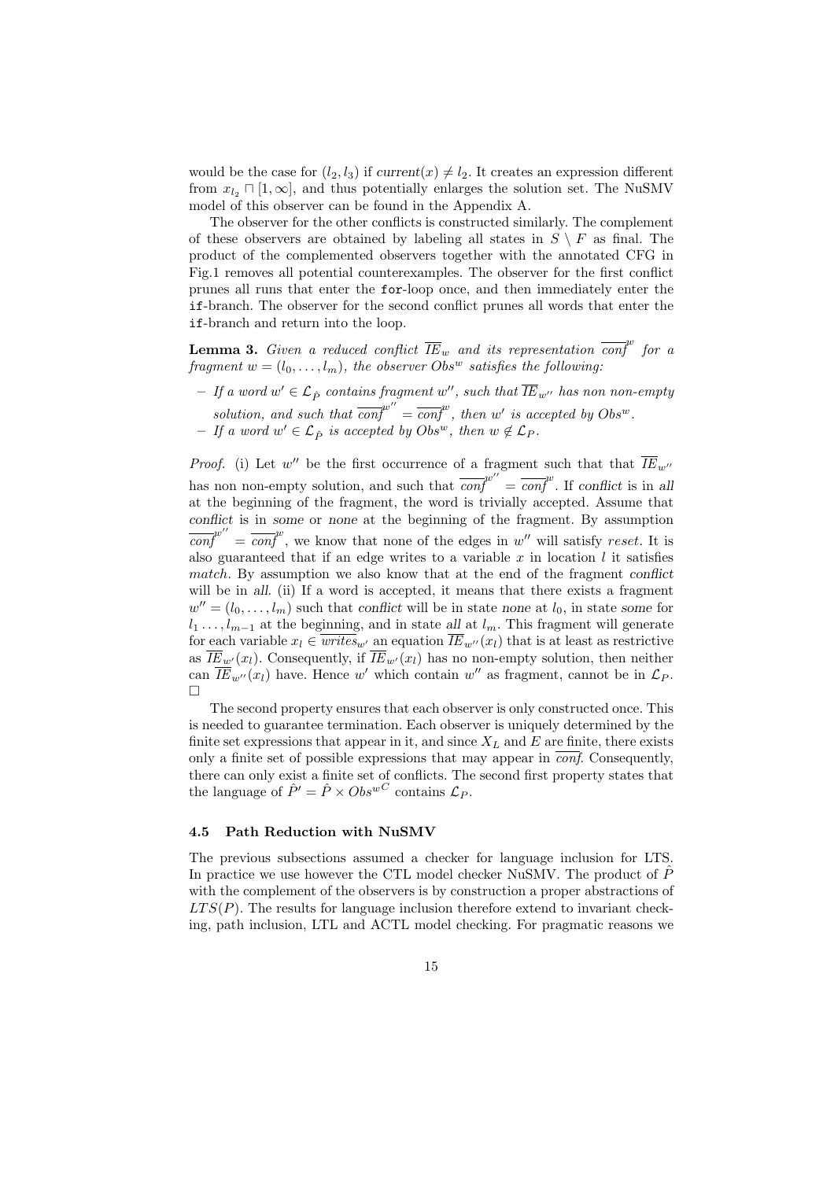would be the case for $(l_2, l_3)$ if *current*$(x) \neq l_2$. It creates an expression different from $x_{l_2} \sqcap [1, \infty]$, and thus potentially enlarges the solution set. The NuSMV model of this observer can be found in the Appendix A.

The observer for the other conflicts is constructed similarly. The complement of these observers are obtained by labeling all states in $S \setminus F$ as final. The product of the complemented observers together with the annotated CFG in Fig.1 removes all potential counterexamples. The observer for the first conflict prunes all runs that enter the `for`-loop once, and then immediately enter the `if`-branch. The observer for the second conflict prunes all words that enter the `if`-branch and return into the loop.

**Lemma 3.** *Given a reduced conflict $\overline{IE}_w$ and its representation $\overline{conf}^w$ for a fragment $w = (l_0, \ldots, l_m)$, the observer $Obs^w$ satisfies the following:*

- *If a word $w' \in \mathcal{L}_{\hat{P}}$ contains fragment $w''$, such that $\overline{IE}_{w''}$ has non non-empty solution, and such that $\overline{conf}^{w''} = \overline{conf}^w$, then $w'$ is accepted by $Obs^w$.*
- *If a word $w' \in \mathcal{L}_{\hat{P}}$ is accepted by $Obs^w$, then $w \notin \mathcal{L}_P$.*

*Proof.* (i) Let $w''$ be the first occurrence of a fragment such that that $\overline{IE}_{w''}$ has non non-empty solution, and such that $\overline{conf}^{w''} = \overline{conf}^w$. If *conflict* is in *all* at the beginning of the fragment, the word is trivially accepted. Assume that *conflict* is in *some* or *none* at the beginning of the fragment. By assumption $\overline{conf}^{w''} = \overline{conf}^w$, we know that none of the edges in $w''$ will satisfy *reset*. It is also guaranteed that if an edge writes to a variable $x$ in location $l$ it satisfies *match*. By assumption we also know that at the end of the fragment *conflict* will be in *all*. (ii) If a word is accepted, it means that there exists a fragment $w'' = (l_0, \ldots, l_m)$ such that *conflict* will be in state *none* at $l_0$, in state *some* for $l_1 \ldots, l_{m-1}$ at the beginning, and in state *all* at $l_m$. This fragment will generate for each variable $x_l \in \overline{writes}_{w'}$ an equation $\overline{IE}_{w''}(x_l)$ that is at least as restrictive as $\overline{IE}_{w'}(x_l)$. Consequently, if $\overline{IE}_{w'}(x_l)$ has no non-empty solution, then neither can $\overline{IE}_{w''}(x_l)$ have. Hence $w'$ which contain $w''$ as fragment, cannot be in $\mathcal{L}_P$. $\square$

The second property ensures that each observer is only constructed once. This is needed to guarantee termination. Each observer is uniquely determined by the finite set expressions that appear in it, and since $X_L$ and $E$ are finite, there exists only a finite set of possible expressions that may appear in $\overline{conf}$. Consequently, there can only exist a finite set of conflicts. The second first property states that the language of $\hat{P}' = \hat{P} \times Obs^{w^C}$ contains $\mathcal{L}_P$.

### 4.5 Path Reduction with NuSMV

The previous subsections assumed a checker for language inclusion for LTS. In practice we use however the CTL model checker NuSMV. The product of $\hat{P}$ with the complement of the observers is by construction a proper abstractions of $LTS(P)$. The results for language inclusion therefore extend to invariant checking, path inclusion, LTL and ACTL model checking. For pragmatic reasons we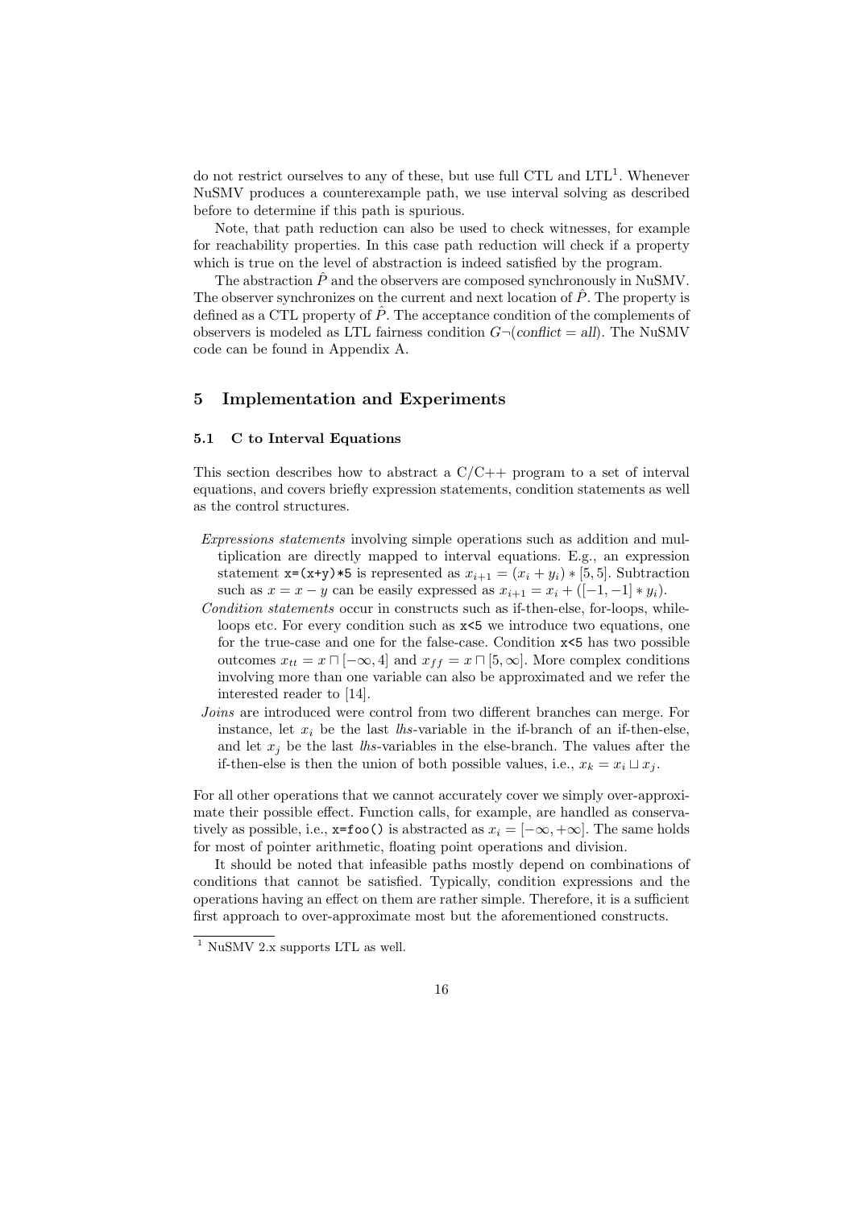do not restrict ourselves to any of these, but use full CTL and LTL[1]. Whenever NuSMV produces a counterexample path, we use interval solving as described before to determine if this path is spurious.

Note, that path reduction can also be used to check witnesses, for example for reachability properties. In this case path reduction will check if a property which is true on the level of abstraction is indeed satisfied by the program.

The abstraction $\hat{P}$ and the observers are composed synchronously in NuSMV. The observer synchronizes on the current and next location of $\hat{P}$. The property is defined as a CTL property of $\hat{P}$. The acceptance condition of the complements of observers is modeled as LTL fairness condition $G\neg(\mathit{conflict} = \mathit{all})$. The NuSMV code can be found in Appendix A.

## 5 Implementation and Experiments

### 5.1 C to Interval Equations

This section describes how to abstract a C/C++ program to a set of interval equations, and covers briefly expression statements, condition statements as well as the control structures.

- *Expressions statements* involving simple operations such as addition and multiplication are directly mapped to interval equations. E.g., an expression statement `x=(x+y)*5` is represented as $x_{i+1} = (x_i + y_i) * [5, 5]$. Subtraction such as $x = x - y$ can be easily expressed as $x_{i+1} = x_i + ([-1, -1] * y_i)$.
- *Condition statements* occur in constructs such as if-then-else, for-loops, while-loops etc. For every condition such as `x<5` we introduce two equations, one for the true-case and one for the false-case. Condition `x<5` has two possible outcomes $x_{tt} = x \sqcap [-\infty, 4]$ and $x_{ff} = x \sqcap [5, \infty]$. More complex conditions involving more than one variable can also be approximated and we refer the interested reader to [14].
- *Joins* are introduced were control from two different branches can merge. For instance, let $x_i$ be the last *lhs*-variable in the if-branch of an if-then-else, and let $x_j$ be the last *lhs*-variables in the else-branch. The values after the if-then-else is then the union of both possible values, i.e., $x_k = x_i \sqcup x_j$.

For all other operations that we cannot accurately cover we simply over-approximate their possible effect. Function calls, for example, are handled as conservatively as possible, i.e., `x=foo()` is abstracted as $x_i = [-\infty, +\infty]$. The same holds for most of pointer arithmetic, floating point operations and division.

It should be noted that infeasible paths mostly depend on combinations of conditions that cannot be satisfied. Typically, condition expressions and the operations having an effect on them are rather simple. Therefore, it is a sufficient first approach to over-approximate most but the aforementioned constructs.

[1] NuSMV 2.x supports LTL as well.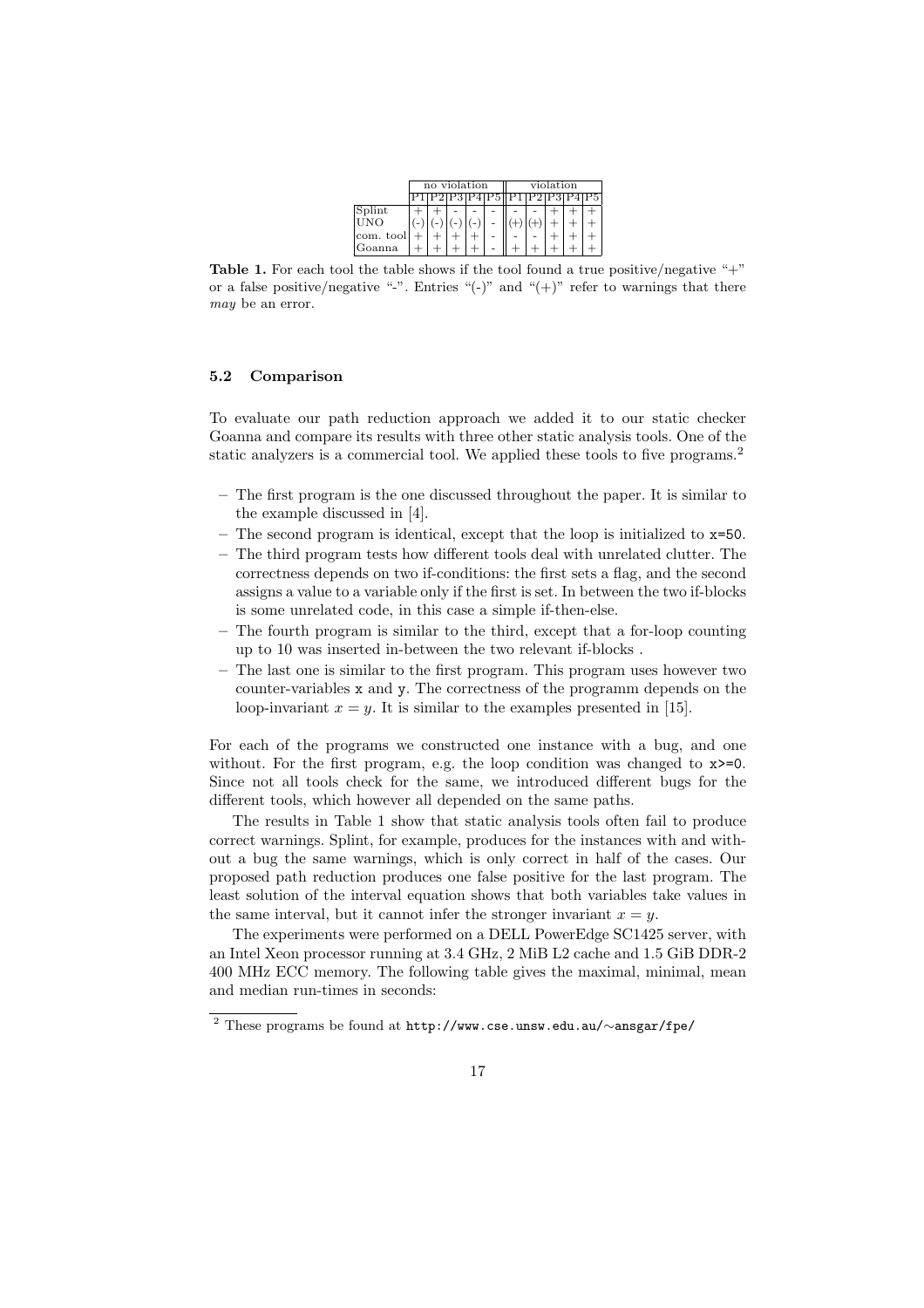| | no violation | | | | | violation | | | | |
|---|---|---|---|---|---|---|---|---|---|---|
| | P1 | P2 | P3 | P4 | P5 | P1 | P2 | P3 | P4 | P5 |
| Splint | + | + | - | - | - | - | - | + | + | + |
| UNO | (-) | (-) | (-) | (-) | - | (+) | (+) | + | + | + |
| com. tool | + | + | + | + | - | - | - | + | + | + |
| Goanna | + | + | + | + | - | + | + | + | + | + |

**Table 1.** For each tool the table shows if the tool found a true positive/negative "+" or a false positive/negative "-". Entries "(-)" and "(+)" refer to warnings that there *may* be an error.

### 5.2 Comparison

To evaluate our path reduction approach we added it to our static checker Goanna and compare its results with three other static analysis tools. One of the static analyzers is a commercial tool. We applied these tools to five programs.[2]

- The first program is the one discussed throughout the paper. It is similar to the example discussed in [4].
- The second program is identical, except that the loop is initialized to `x=50`.
- The third program tests how different tools deal with unrelated clutter. The correctness depends on two if-conditions: the first sets a flag, and the second assigns a value to a variable only if the first is set. In between the two if-blocks is some unrelated code, in this case a simple if-then-else.
- The fourth program is similar to the third, except that a for-loop counting up to 10 was inserted in-between the two relevant if-blocks .
- The last one is similar to the first program. This program uses however two counter-variables `x` and `y`. The correctness of the programm depends on the loop-invariant $x = y$. It is similar to the examples presented in [15].

For each of the programs we constructed one instance with a bug, and one without. For the first program, e.g. the loop condition was changed to `x>=0`. Since not all tools check for the same, we introduced different bugs for the different tools, which however all depended on the same paths.

The results in Table 1 show that static analysis tools often fail to produce correct warnings. Splint, for example, produces for the instances with and without a bug the same warnings, which is only correct in half of the cases. Our proposed path reduction produces one false positive for the last program. The least solution of the interval equation shows that both variables take values in the same interval, but it cannot infer the stronger invariant $x = y$.

The experiments were performed on a DELL PowerEdge SC1425 server, with an Intel Xeon processor running at 3.4 GHz, 2 MiB L2 cache and 1.5 GiB DDR-2 400 MHz ECC memory. The following table gives the maximal, minimal, mean and median run-times in seconds:

[2] These programs be found at `http://www.cse.unsw.edu.au/∼ansgar/fpe/`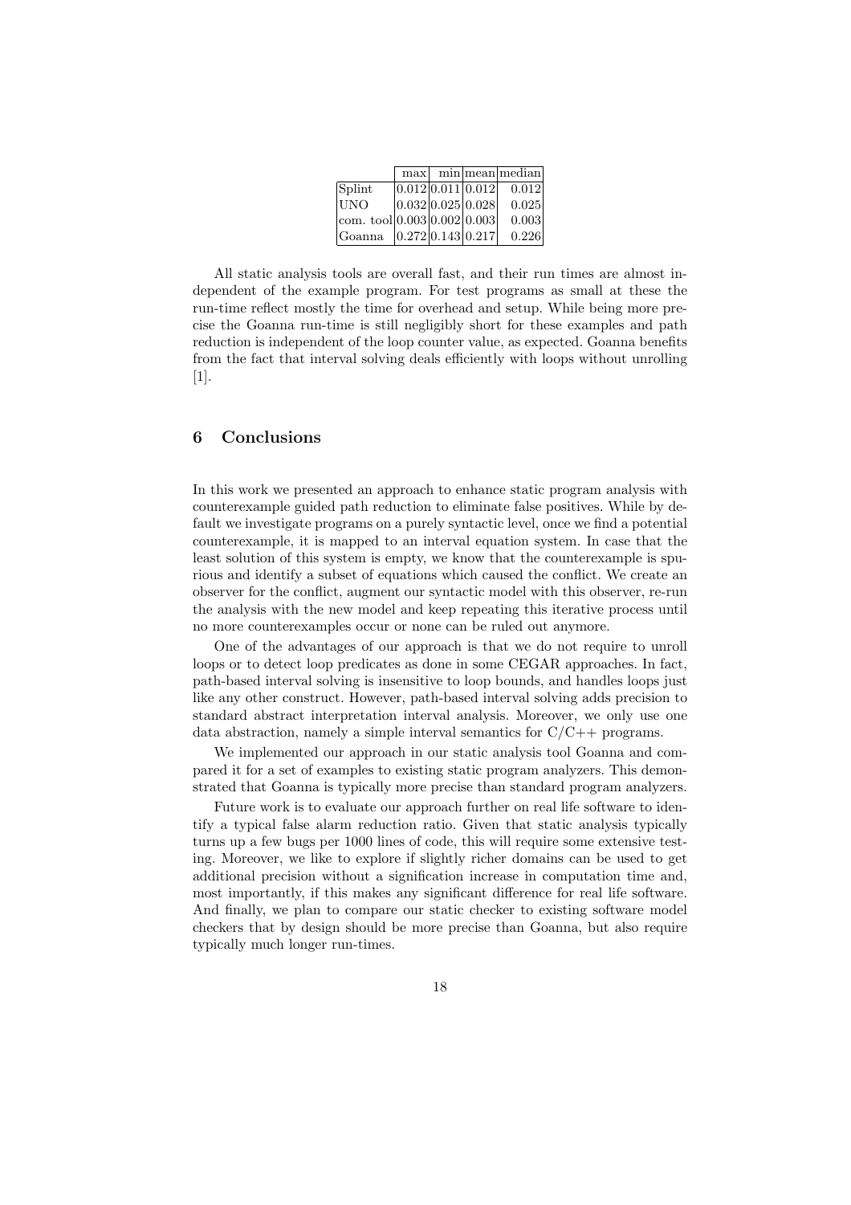| | max | min | mean | median |
|---|---|---|---|---|
| Splint | 0.012 | 0.011 | 0.012 | 0.012 |
| UNO | 0.032 | 0.025 | 0.028 | 0.025 |
| com. tool | 0.003 | 0.002 | 0.003 | 0.003 |
| Goanna | 0.272 | 0.143 | 0.217 | 0.226 |

All static analysis tools are overall fast, and their run times are almost independent of the example program. For test programs as small at these the run-time reflect mostly the time for overhead and setup. While being more precise the Goanna run-time is still negligibly short for these examples and path reduction is independent of the loop counter value, as expected. Goanna benefits from the fact that interval solving deals efficiently with loops without unrolling [1].

## 6 Conclusions

In this work we presented an approach to enhance static program analysis with counterexample guided path reduction to eliminate false positives. While by default we investigate programs on a purely syntactic level, once we find a potential counterexample, it is mapped to an interval equation system. In case that the least solution of this system is empty, we know that the counterexample is spurious and identify a subset of equations which caused the conflict. We create an observer for the conflict, augment our syntactic model with this observer, re-run the analysis with the new model and keep repeating this iterative process until no more counterexamples occur or none can be ruled out anymore.

One of the advantages of our approach is that we do not require to unroll loops or to detect loop predicates as done in some CEGAR approaches. In fact, path-based interval solving is insensitive to loop bounds, and handles loops just like any other construct. However, path-based interval solving adds precision to standard abstract interpretation interval analysis. Moreover, we only use one data abstraction, namely a simple interval semantics for C/C++ programs.

We implemented our approach in our static analysis tool Goanna and compared it for a set of examples to existing static program analyzers. This demonstrated that Goanna is typically more precise than standard program analyzers.

Future work is to evaluate our approach further on real life software to identify a typical false alarm reduction ratio. Given that static analysis typically turns up a few bugs per 1000 lines of code, this will require some extensive testing. Moreover, we like to explore if slightly richer domains can be used to get additional precision without a signification increase in computation time and, most importantly, if this makes any significant difference for real life software. And finally, we plan to compare our static checker to existing software model checkers that by design should be more precise than Goanna, but also require typically much longer run-times.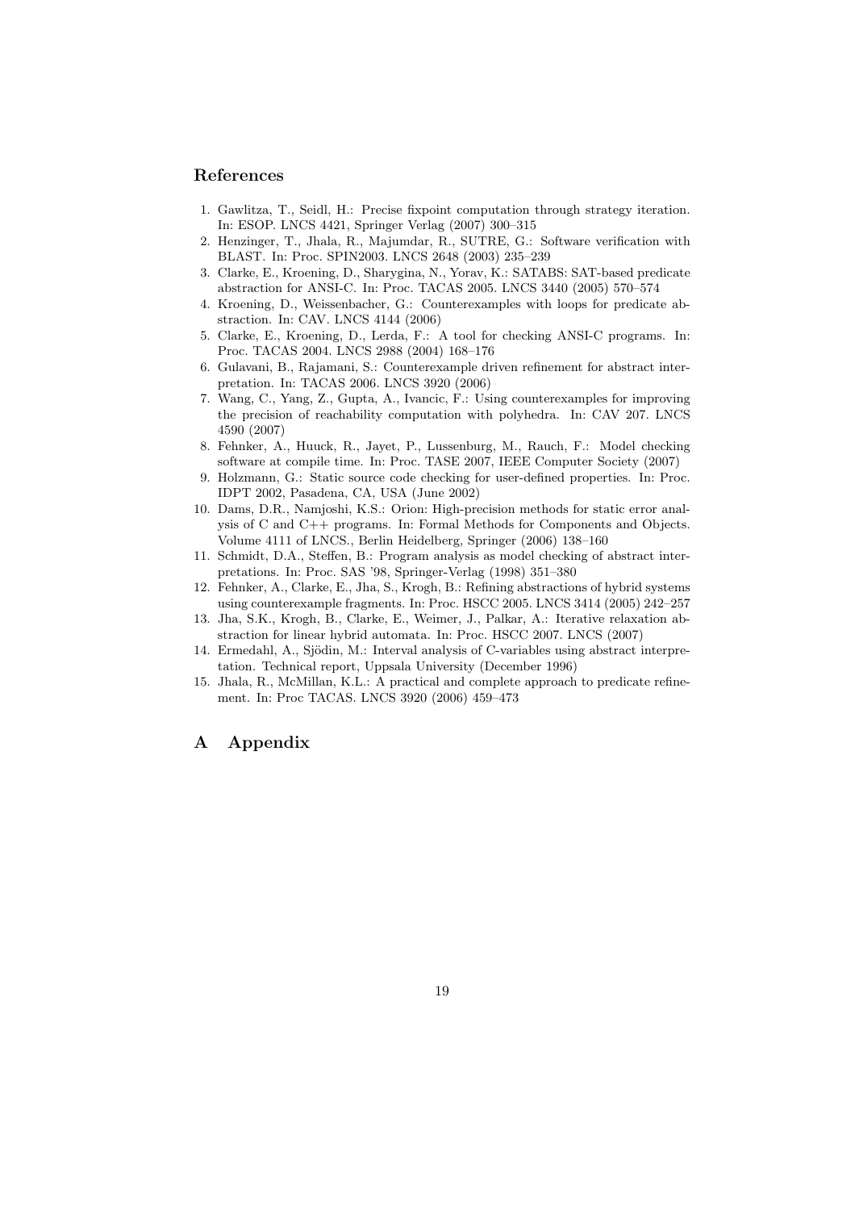## References

1. Gawlitza, T., Seidl, H.: Precise fixpoint computation through strategy iteration. In: ESOP. LNCS 4421, Springer Verlag (2007) 300–315
2. Henzinger, T., Jhala, R., Majumdar, R., SUTRE, G.: Software verification with BLAST. In: Proc. SPIN2003. LNCS 2648 (2003) 235–239
3. Clarke, E., Kroening, D., Sharygina, N., Yorav, K.: SATABS: SAT-based predicate abstraction for ANSI-C. In: Proc. TACAS 2005. LNCS 3440 (2005) 570–574
4. Kroening, D., Weissenbacher, G.: Counterexamples with loops for predicate abstraction. In: CAV. LNCS 4144 (2006)
5. Clarke, E., Kroening, D., Lerda, F.: A tool for checking ANSI-C programs. In: Proc. TACAS 2004. LNCS 2988 (2004) 168–176
6. Gulavani, B., Rajamani, S.: Counterexample driven refinement for abstract interpretation. In: TACAS 2006. LNCS 3920 (2006)
7. Wang, C., Yang, Z., Gupta, A., Ivancic, F.: Using counterexamples for improving the precision of reachability computation with polyhedra. In: CAV 207. LNCS 4590 (2007)
8. Fehnker, A., Huuck, R., Jayet, P., Lussenburg, M., Rauch, F.: Model checking software at compile time. In: Proc. TASE 2007, IEEE Computer Society (2007)
9. Holzmann, G.: Static source code checking for user-defined properties. In: Proc. IDPT 2002, Pasadena, CA, USA (June 2002)
10. Dams, D.R., Namjoshi, K.S.: Orion: High-precision methods for static error analysis of C and C++ programs. In: Formal Methods for Components and Objects. Volume 4111 of LNCS., Berlin Heidelberg, Springer (2006) 138–160
11. Schmidt, D.A., Steffen, B.: Program analysis as model checking of abstract interpretations. In: Proc. SAS '98, Springer-Verlag (1998) 351–380
12. Fehnker, A., Clarke, E., Jha, S., Krogh, B.: Refining abstractions of hybrid systems using counterexample fragments. In: Proc. HSCC 2005. LNCS 3414 (2005) 242–257
13. Jha, S.K., Krogh, B., Clarke, E., Weimer, J., Palkar, A.: Iterative relaxation abstraction for linear hybrid automata. In: Proc. HSCC 2007. LNCS (2007)
14. Ermedahl, A., Sjödin, M.: Interval analysis of C-variables using abstract interpretation. Technical report, Uppsala University (December 1996)
15. Jhala, R., McMillan, K.L.: A practical and complete approach to predicate refinement. In: Proc TACAS. LNCS 3920 (2006) 459–473

# A Appendix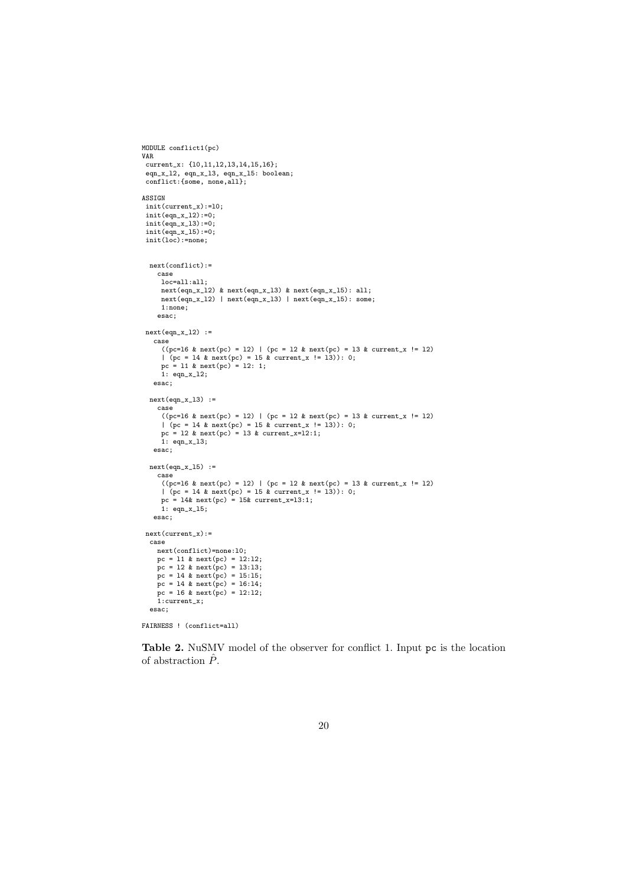```
MODULE conflict1(pc)
VAR
 current_x: {l0,l1,l2,l3,l4,l5,l6};
 eqn_x_l2, eqn_x_l3, eqn_x_l5: boolean;
 conflict:{some, none,all};

ASSIGN
 init(current_x):=l0;
 init(eqn_x_l2):=0;
 init(eqn_x_l3):=0;
 init(eqn_x_l5):=0;
 init(loc):=none;


  next(conflict):=
    case
     loc=all:all;
     next(eqn_x_l2) & next(eqn_x_l3) & next(eqn_x_l5): all;
     next(eqn_x_l2) | next(eqn_x_l3) | next(eqn_x_l5): some;
     1:none;
    esac;

 next(eqn_x_l2) :=
   case
     ((pc=l6 & next(pc) = l2) | (pc = l2 & next(pc) = l3 & current_x != l2)
     | (pc = l4 & next(pc) = l5 & current_x != l3)): 0;
     pc = l1 & next(pc) = l2: 1;
     1: eqn_x_l2;
   esac;

  next(eqn_x_l3) :=
    case
     ((pc=l6 & next(pc) = l2) | (pc = l2 & next(pc) = l3 & current_x != l2)
     | (pc = l4 & next(pc) = l5 & current_x != l3)): 0;
     pc = l2 & next(pc) = l3 & current_x=l2:1;
     1: eqn_x_l3;
   esac;

  next(eqn_x_l5) :=
    case
     ((pc=l6 & next(pc) = l2) | (pc = l2 & next(pc) = l3 & current_x != l2)
     | (pc = l4 & next(pc) = l5 & current_x != l3)): 0;
     pc = l4& next(pc) = l5& current_x=l3:1;
     1: eqn_x_l5;
   esac;

 next(current_x):=
  case
    next(conflict)=none:l0;
    pc = l1 & next(pc) = l2:l2;
    pc = l2 & next(pc) = l3:l3;
    pc = l4 & next(pc) = l5:l5;
    pc = l4 & next(pc) = l6:l4;
    pc = l6 & next(pc) = l2:l2;
    1:current_x;
  esac;

FAIRNESS ! (conflict=all)
```

**Table 2.** NuSMV model of the observer for conflict 1. Input `pc` is the location of abstraction $\hat{P}$.